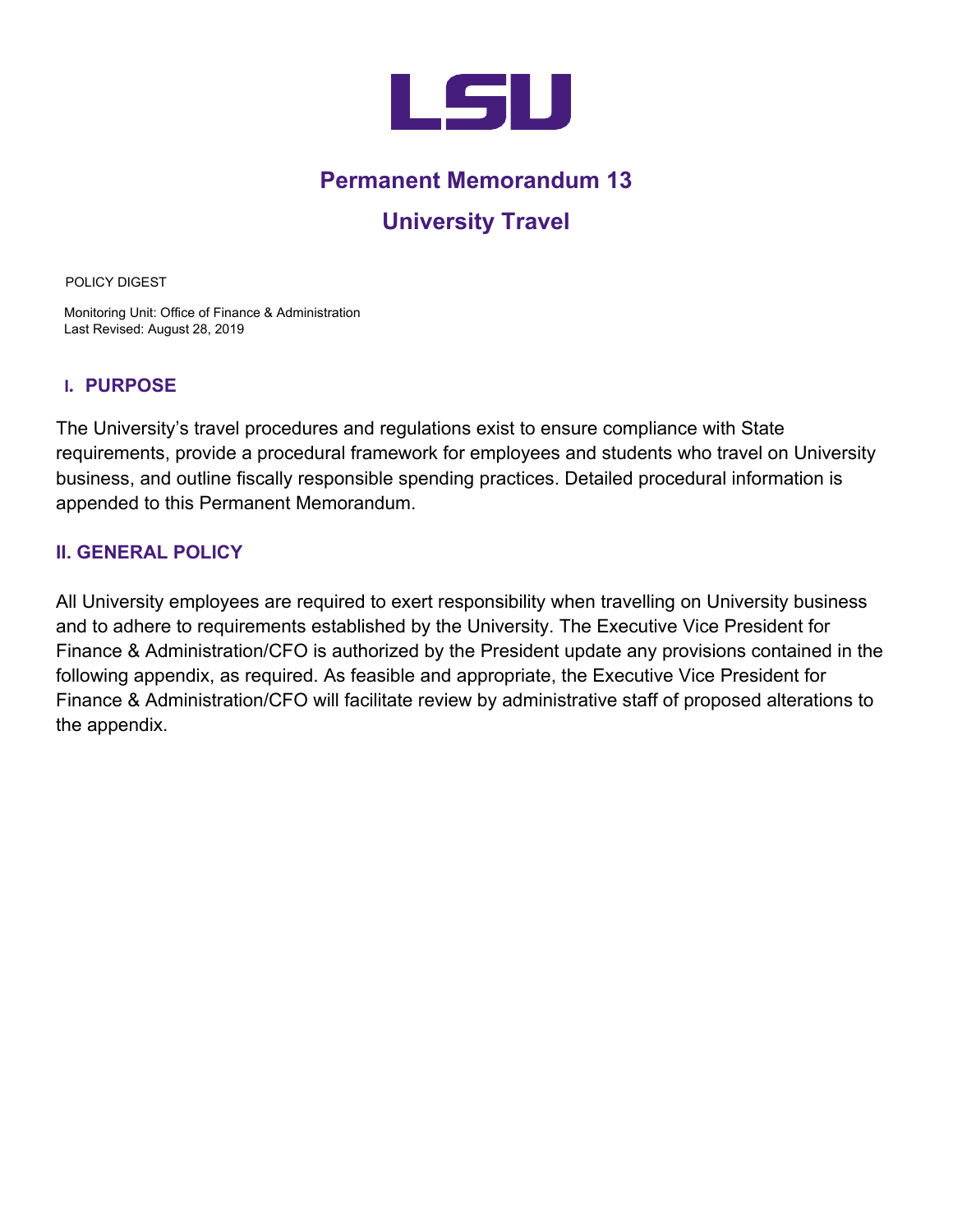LSU

# Permanent Memorandum 13

# University Travel

POLICY DIGEST

Monitoring Unit: Office of Finance & Administration
Last Revised: August 28, 2019

## I. PURPOSE

The University's travel procedures and regulations exist to ensure compliance with State requirements, provide a procedural framework for employees and students who travel on University business, and outline fiscally responsible spending practices. Detailed procedural information is appended to this Permanent Memorandum.

## II. GENERAL POLICY

All University employees are required to exert responsibility when travelling on University business and to adhere to requirements established by the University. The Executive Vice President for Finance & Administration/CFO is authorized by the President update any provisions contained in the following appendix, as required. As feasible and appropriate, the Executive Vice President for Finance & Administration/CFO will facilitate review by administrative staff of proposed alterations to the appendix.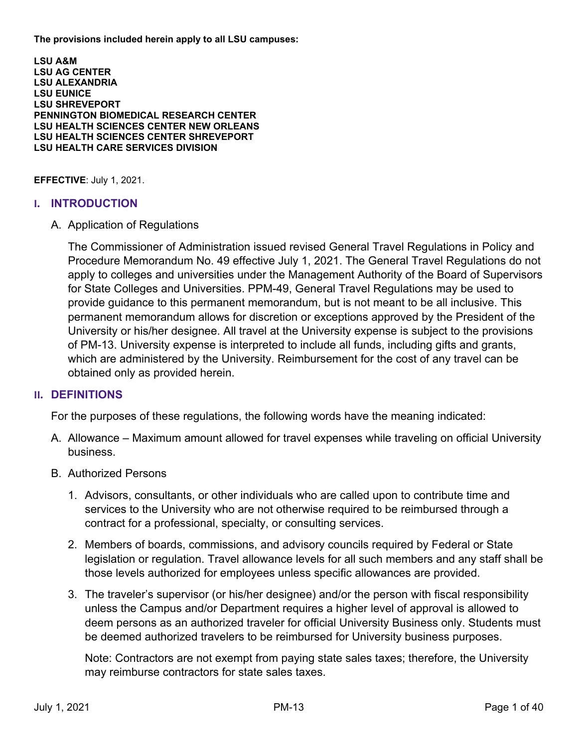**The provisions included herein apply to all LSU campuses:**

**LSU A&M**
**LSU AG CENTER**
**LSU ALEXANDRIA**
**LSU EUNICE**
**LSU SHREVEPORT**
**PENNINGTON BIOMEDICAL RESEARCH CENTER**
**LSU HEALTH SCIENCES CENTER NEW ORLEANS**
**LSU HEALTH SCIENCES CENTER SHREVEPORT**
**LSU HEALTH CARE SERVICES DIVISION**

**EFFECTIVE**: July 1, 2021.

## I. INTRODUCTION

A. Application of Regulations

The Commissioner of Administration issued revised General Travel Regulations in Policy and Procedure Memorandum No. 49 effective July 1, 2021. The General Travel Regulations do not apply to colleges and universities under the Management Authority of the Board of Supervisors for State Colleges and Universities. PPM-49, General Travel Regulations may be used to provide guidance to this permanent memorandum, but is not meant to be all inclusive. This permanent memorandum allows for discretion or exceptions approved by the President of the University or his/her designee. All travel at the University expense is subject to the provisions of PM-13. University expense is interpreted to include all funds, including gifts and grants, which are administered by the University. Reimbursement for the cost of any travel can be obtained only as provided herein.

## II. DEFINITIONS

For the purposes of these regulations, the following words have the meaning indicated:

A. Allowance – Maximum amount allowed for travel expenses while traveling on official University business.

B. Authorized Persons

1. Advisors, consultants, or other individuals who are called upon to contribute time and services to the University who are not otherwise required to be reimbursed through a contract for a professional, specialty, or consulting services.

2. Members of boards, commissions, and advisory councils required by Federal or State legislation or regulation. Travel allowance levels for all such members and any staff shall be those levels authorized for employees unless specific allowances are provided.

3. The traveler's supervisor (or his/her designee) and/or the person with fiscal responsibility unless the Campus and/or Department requires a higher level of approval is allowed to deem persons as an authorized traveler for official University Business only. Students must be deemed authorized travelers to be reimbursed for University business purposes.

   Note: Contractors are not exempt from paying state sales taxes; therefore, the University may reimburse contractors for state sales taxes.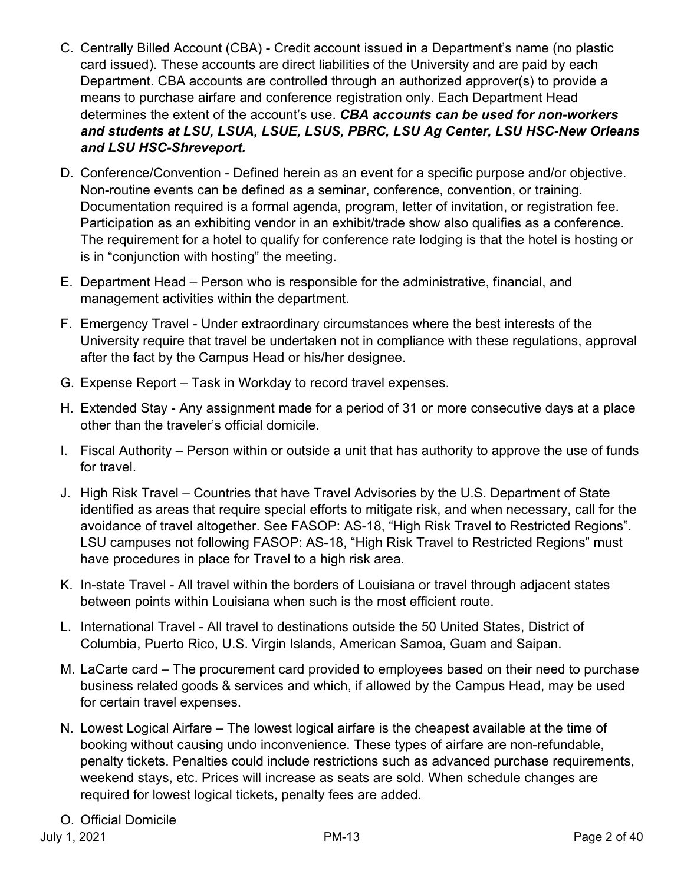C. Centrally Billed Account (CBA) - Credit account issued in a Department's name (no plastic card issued). These accounts are direct liabilities of the University and are paid by each Department. CBA accounts are controlled through an authorized approver(s) to provide a means to purchase airfare and conference registration only. Each Department Head determines the extent of the account's use. ***CBA accounts can be used for non-workers and students at LSU, LSUA, LSUE, LSUS, PBRC, LSU Ag Center, LSU HSC-New Orleans and LSU HSC-Shreveport.***

D. Conference/Convention - Defined herein as an event for a specific purpose and/or objective. Non-routine events can be defined as a seminar, conference, convention, or training. Documentation required is a formal agenda, program, letter of invitation, or registration fee. Participation as an exhibiting vendor in an exhibit/trade show also qualifies as a conference. The requirement for a hotel to qualify for conference rate lodging is that the hotel is hosting or is in "conjunction with hosting" the meeting.

E. Department Head – Person who is responsible for the administrative, financial, and management activities within the department.

F. Emergency Travel - Under extraordinary circumstances where the best interests of the University require that travel be undertaken not in compliance with these regulations, approval after the fact by the Campus Head or his/her designee.

G. Expense Report – Task in Workday to record travel expenses.

H. Extended Stay - Any assignment made for a period of 31 or more consecutive days at a place other than the traveler's official domicile.

I. Fiscal Authority – Person within or outside a unit that has authority to approve the use of funds for travel.

J. High Risk Travel – Countries that have Travel Advisories by the U.S. Department of State identified as areas that require special efforts to mitigate risk, and when necessary, call for the avoidance of travel altogether. See FASOP: AS-18, "High Risk Travel to Restricted Regions". LSU campuses not following FASOP: AS-18, "High Risk Travel to Restricted Regions" must have procedures in place for Travel to a high risk area.

K. In-state Travel - All travel within the borders of Louisiana or travel through adjacent states between points within Louisiana when such is the most efficient route.

L. International Travel - All travel to destinations outside the 50 United States, District of Columbia, Puerto Rico, U.S. Virgin Islands, American Samoa, Guam and Saipan.

M. LaCarte card – The procurement card provided to employees based on their need to purchase business related goods & services and which, if allowed by the Campus Head, may be used for certain travel expenses.

N. Lowest Logical Airfare – The lowest logical airfare is the cheapest available at the time of booking without causing undo inconvenience. These types of airfare are non-refundable, penalty tickets. Penalties could include restrictions such as advanced purchase requirements, weekend stays, etc. Prices will increase as seats are sold. When schedule changes are required for lowest logical tickets, penalty fees are added.

O. Official Domicile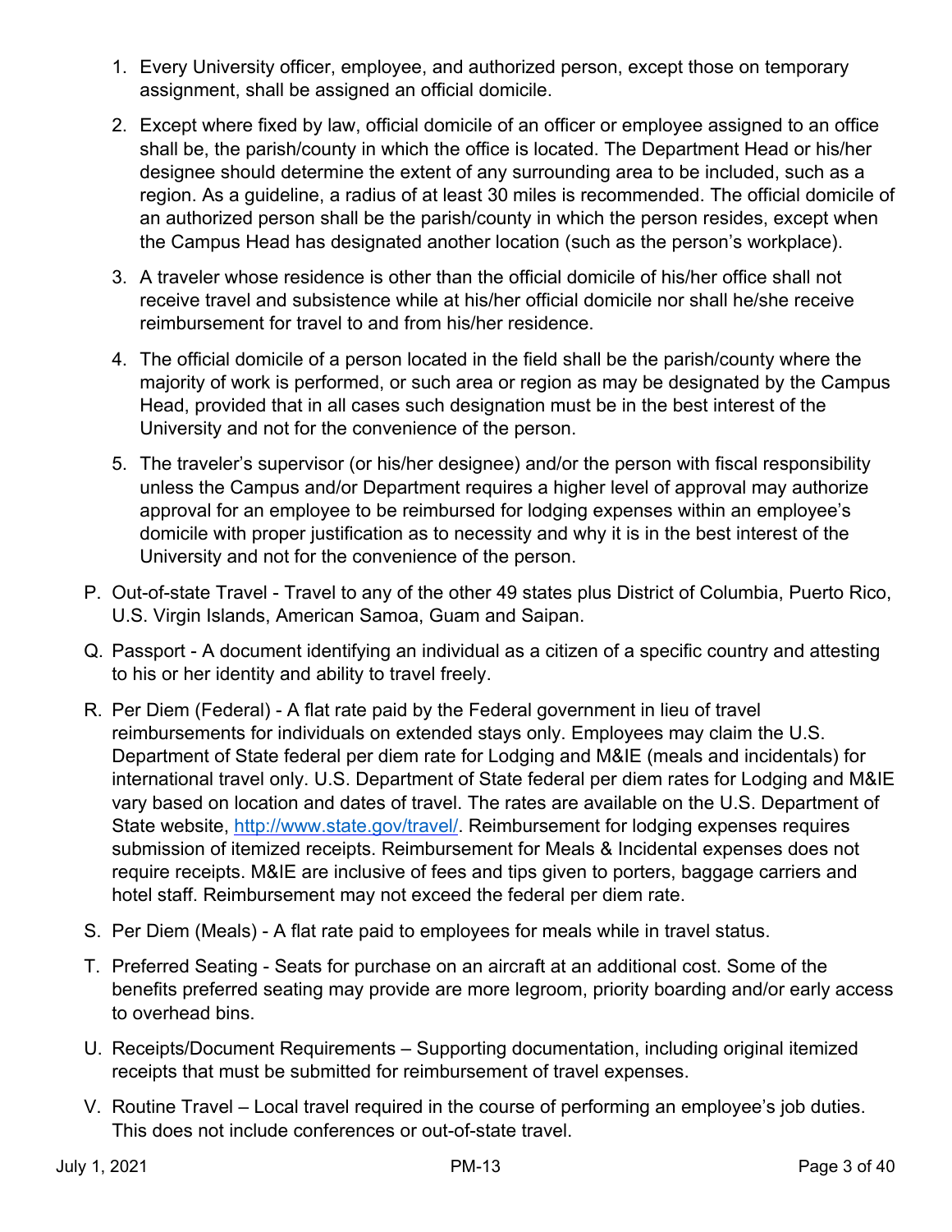1. Every University officer, employee, and authorized person, except those on temporary assignment, shall be assigned an official domicile.

2. Except where fixed by law, official domicile of an officer or employee assigned to an office shall be, the parish/county in which the office is located. The Department Head or his/her designee should determine the extent of any surrounding area to be included, such as a region. As a guideline, a radius of at least 30 miles is recommended. The official domicile of an authorized person shall be the parish/county in which the person resides, except when the Campus Head has designated another location (such as the person's workplace).

3. A traveler whose residence is other than the official domicile of his/her office shall not receive travel and subsistence while at his/her official domicile nor shall he/she receive reimbursement for travel to and from his/her residence.

4. The official domicile of a person located in the field shall be the parish/county where the majority of work is performed, or such area or region as may be designated by the Campus Head, provided that in all cases such designation must be in the best interest of the University and not for the convenience of the person.

5. The traveler's supervisor (or his/her designee) and/or the person with fiscal responsibility unless the Campus and/or Department requires a higher level of approval may authorize approval for an employee to be reimbursed for lodging expenses within an employee's domicile with proper justification as to necessity and why it is in the best interest of the University and not for the convenience of the person.

P. Out-of-state Travel - Travel to any of the other 49 states plus District of Columbia, Puerto Rico, U.S. Virgin Islands, American Samoa, Guam and Saipan.

Q. Passport - A document identifying an individual as a citizen of a specific country and attesting to his or her identity and ability to travel freely.

R. Per Diem (Federal) - A flat rate paid by the Federal government in lieu of travel reimbursements for individuals on extended stays only. Employees may claim the U.S. Department of State federal per diem rate for Lodging and M&IE (meals and incidentals) for international travel only. U.S. Department of State federal per diem rates for Lodging and M&IE vary based on location and dates of travel. The rates are available on the U.S. Department of State website, [http://www.state.gov/travel/](http://www.state.gov/travel/). Reimbursement for lodging expenses requires submission of itemized receipts. Reimbursement for Meals & Incidental expenses does not require receipts. M&IE are inclusive of fees and tips given to porters, baggage carriers and hotel staff. Reimbursement may not exceed the federal per diem rate.

S. Per Diem (Meals) - A flat rate paid to employees for meals while in travel status.

T. Preferred Seating - Seats for purchase on an aircraft at an additional cost. Some of the benefits preferred seating may provide are more legroom, priority boarding and/or early access to overhead bins.

U. Receipts/Document Requirements – Supporting documentation, including original itemized receipts that must be submitted for reimbursement of travel expenses.

V. Routine Travel – Local travel required in the course of performing an employee's job duties. This does not include conferences or out-of-state travel.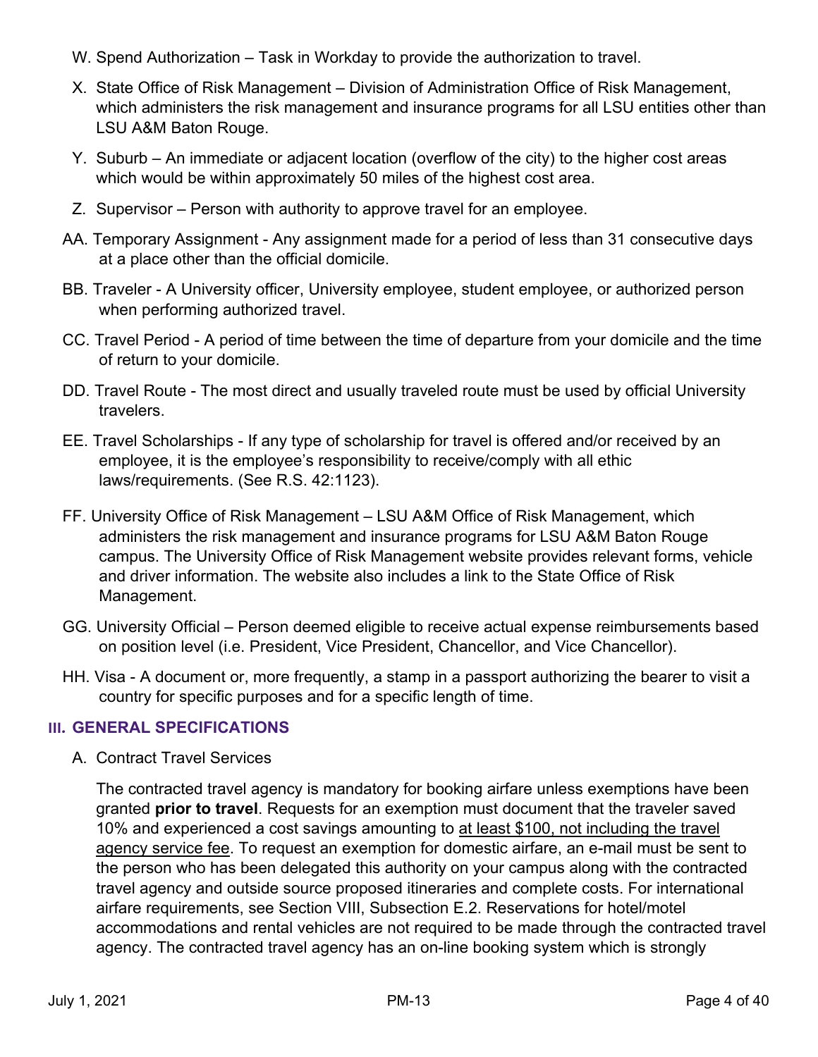W. Spend Authorization – Task in Workday to provide the authorization to travel.

X. State Office of Risk Management – Division of Administration Office of Risk Management, which administers the risk management and insurance programs for all LSU entities other than LSU A&M Baton Rouge.

Y. Suburb – An immediate or adjacent location (overflow of the city) to the higher cost areas which would be within approximately 50 miles of the highest cost area.

Z. Supervisor – Person with authority to approve travel for an employee.

AA. Temporary Assignment - Any assignment made for a period of less than 31 consecutive days at a place other than the official domicile.

BB. Traveler - A University officer, University employee, student employee, or authorized person when performing authorized travel.

CC. Travel Period - A period of time between the time of departure from your domicile and the time of return to your domicile.

DD. Travel Route - The most direct and usually traveled route must be used by official University travelers.

EE. Travel Scholarships - If any type of scholarship for travel is offered and/or received by an employee, it is the employee's responsibility to receive/comply with all ethic laws/requirements. (See R.S. 42:1123).

FF. University Office of Risk Management – LSU A&M Office of Risk Management, which administers the risk management and insurance programs for LSU A&M Baton Rouge campus. The University Office of Risk Management website provides relevant forms, vehicle and driver information. The website also includes a link to the State Office of Risk Management.

GG. University Official – Person deemed eligible to receive actual expense reimbursements based on position level (i.e. President, Vice President, Chancellor, and Vice Chancellor).

HH. Visa - A document or, more frequently, a stamp in a passport authorizing the bearer to visit a country for specific purposes and for a specific length of time.

## III. GENERAL SPECIFICATIONS

A. Contract Travel Services

The contracted travel agency is mandatory for booking airfare unless exemptions have been granted **prior to travel**. Requests for an exemption must document that the traveler saved 10% and experienced a cost savings amounting to at least $100, not including the travel agency service fee. To request an exemption for domestic airfare, an e-mail must be sent to the person who has been delegated this authority on your campus along with the contracted travel agency and outside source proposed itineraries and complete costs. For international airfare requirements, see Section VIII, Subsection E.2. Reservations for hotel/motel accommodations and rental vehicles are not required to be made through the contracted travel agency. The contracted travel agency has an on-line booking system which is strongly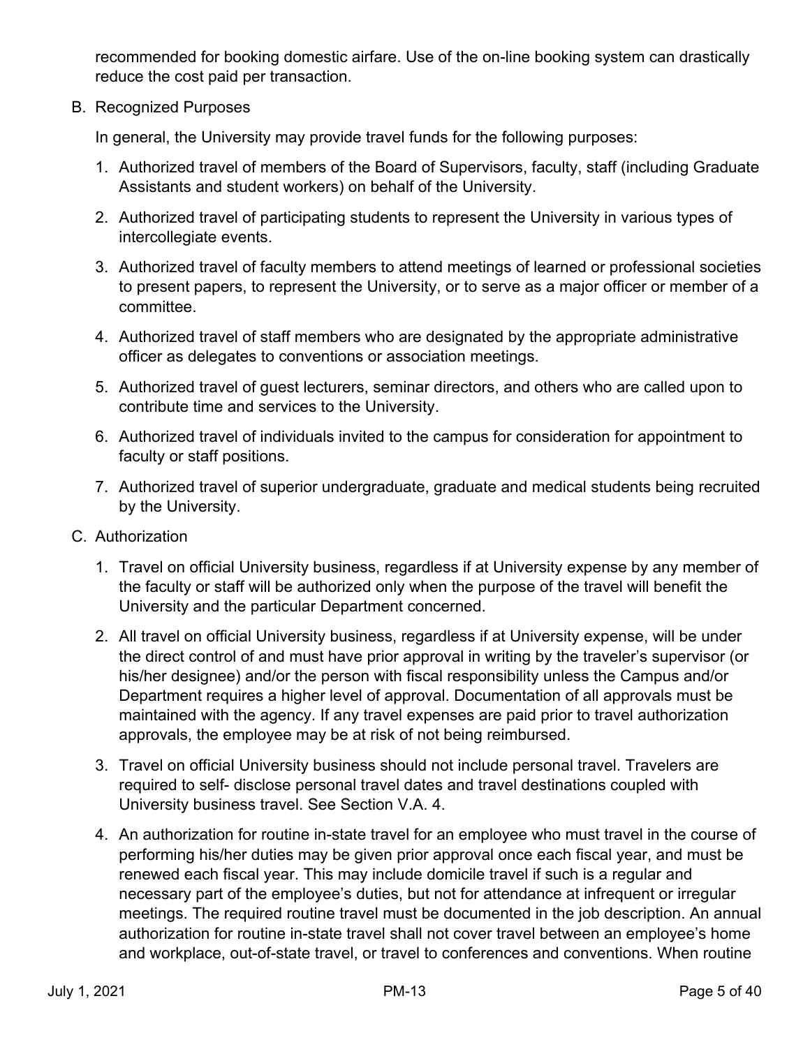recommended for booking domestic airfare. Use of the on-line booking system can drastically reduce the cost paid per transaction.

B. Recognized Purposes

In general, the University may provide travel funds for the following purposes:

1. Authorized travel of members of the Board of Supervisors, faculty, staff (including Graduate Assistants and student workers) on behalf of the University.
2. Authorized travel of participating students to represent the University in various types of intercollegiate events.
3. Authorized travel of faculty members to attend meetings of learned or professional societies to present papers, to represent the University, or to serve as a major officer or member of a committee.
4. Authorized travel of staff members who are designated by the appropriate administrative officer as delegates to conventions or association meetings.
5. Authorized travel of guest lecturers, seminar directors, and others who are called upon to contribute time and services to the University.
6. Authorized travel of individuals invited to the campus for consideration for appointment to faculty or staff positions.
7. Authorized travel of superior undergraduate, graduate and medical students being recruited by the University.

C. Authorization

1. Travel on official University business, regardless if at University expense by any member of the faculty or staff will be authorized only when the purpose of the travel will benefit the University and the particular Department concerned.
2. All travel on official University business, regardless if at University expense, will be under the direct control of and must have prior approval in writing by the traveler's supervisor (or his/her designee) and/or the person with fiscal responsibility unless the Campus and/or Department requires a higher level of approval. Documentation of all approvals must be maintained with the agency. If any travel expenses are paid prior to travel authorization approvals, the employee may be at risk of not being reimbursed.
3. Travel on official University business should not include personal travel. Travelers are required to self- disclose personal travel dates and travel destinations coupled with University business travel. See Section V.A. 4.
4. An authorization for routine in-state travel for an employee who must travel in the course of performing his/her duties may be given prior approval once each fiscal year, and must be renewed each fiscal year. This may include domicile travel if such is a regular and necessary part of the employee's duties, but not for attendance at infrequent or irregular meetings. The required routine travel must be documented in the job description. An annual authorization for routine in-state travel shall not cover travel between an employee's home and workplace, out-of-state travel, or travel to conferences and conventions. When routine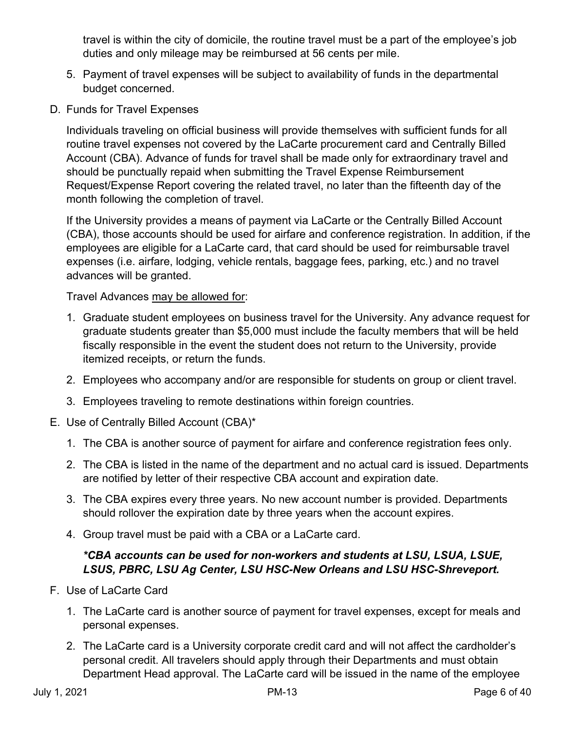travel is within the city of domicile, the routine travel must be a part of the employee's job duties and only mileage may be reimbursed at 56 cents per mile.

5. Payment of travel expenses will be subject to availability of funds in the departmental budget concerned.

D. Funds for Travel Expenses

Individuals traveling on official business will provide themselves with sufficient funds for all routine travel expenses not covered by the LaCarte procurement card and Centrally Billed Account (CBA). Advance of funds for travel shall be made only for extraordinary travel and should be punctually repaid when submitting the Travel Expense Reimbursement Request/Expense Report covering the related travel, no later than the fifteenth day of the month following the completion of travel.

If the University provides a means of payment via LaCarte or the Centrally Billed Account (CBA), those accounts should be used for airfare and conference registration. In addition, if the employees are eligible for a LaCarte card, that card should be used for reimbursable travel expenses (i.e. airfare, lodging, vehicle rentals, baggage fees, parking, etc.) and no travel advances will be granted.

Travel Advances <u>may be allowed for</u>:

1. Graduate student employees on business travel for the University. Any advance request for graduate students greater than $5,000 must include the faculty members that will be held fiscally responsible in the event the student does not return to the University, provide itemized receipts, or return the funds.
2. Employees who accompany and/or are responsible for students on group or client travel.
3. Employees traveling to remote destinations within foreign countries.

E. Use of Centrally Billed Account (CBA)*

1. The CBA is another source of payment for airfare and conference registration fees only.
2. The CBA is listed in the name of the department and no actual card is issued. Departments are notified by letter of their respective CBA account and expiration date.
3. The CBA expires every three years. No new account number is provided. Departments should rollover the expiration date by three years when the account expires.
4. Group travel must be paid with a CBA or a LaCarte card.

***CBA accounts can be used for non-workers and students at LSU, LSUA, LSUE, LSUS, PBRC, LSU Ag Center, LSU HSC-New Orleans and LSU HSC-Shreveport.***

F. Use of LaCarte Card

1. The LaCarte card is another source of payment for travel expenses, except for meals and personal expenses.
2. The LaCarte card is a University corporate credit card and will not affect the cardholder's personal credit. All travelers should apply through their Departments and must obtain Department Head approval. The LaCarte card will be issued in the name of the employee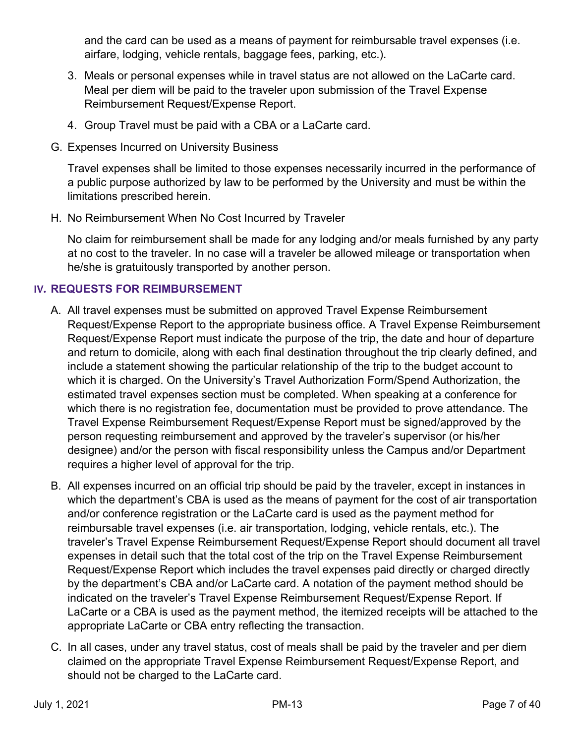and the card can be used as a means of payment for reimbursable travel expenses (i.e. airfare, lodging, vehicle rentals, baggage fees, parking, etc.).

3. Meals or personal expenses while in travel status are not allowed on the LaCarte card. Meal per diem will be paid to the traveler upon submission of the Travel Expense Reimbursement Request/Expense Report.

4. Group Travel must be paid with a CBA or a LaCarte card.

G. Expenses Incurred on University Business

Travel expenses shall be limited to those expenses necessarily incurred in the performance of a public purpose authorized by law to be performed by the University and must be within the limitations prescribed herein.

H. No Reimbursement When No Cost Incurred by Traveler

No claim for reimbursement shall be made for any lodging and/or meals furnished by any party at no cost to the traveler. In no case will a traveler be allowed mileage or transportation when he/she is gratuitously transported by another person.

## IV. REQUESTS FOR REIMBURSEMENT

A. All travel expenses must be submitted on approved Travel Expense Reimbursement Request/Expense Report to the appropriate business office. A Travel Expense Reimbursement Request/Expense Report must indicate the purpose of the trip, the date and hour of departure and return to domicile, along with each final destination throughout the trip clearly defined, and include a statement showing the particular relationship of the trip to the budget account to which it is charged. On the University's Travel Authorization Form/Spend Authorization, the estimated travel expenses section must be completed. When speaking at a conference for which there is no registration fee, documentation must be provided to prove attendance. The Travel Expense Reimbursement Request/Expense Report must be signed/approved by the person requesting reimbursement and approved by the traveler's supervisor (or his/her designee) and/or the person with fiscal responsibility unless the Campus and/or Department requires a higher level of approval for the trip.

B. All expenses incurred on an official trip should be paid by the traveler, except in instances in which the department's CBA is used as the means of payment for the cost of air transportation and/or conference registration or the LaCarte card is used as the payment method for reimbursable travel expenses (i.e. air transportation, lodging, vehicle rentals, etc.). The traveler's Travel Expense Reimbursement Request/Expense Report should document all travel expenses in detail such that the total cost of the trip on the Travel Expense Reimbursement Request/Expense Report which includes the travel expenses paid directly or charged directly by the department's CBA and/or LaCarte card. A notation of the payment method should be indicated on the traveler's Travel Expense Reimbursement Request/Expense Report. If LaCarte or a CBA is used as the payment method, the itemized receipts will be attached to the appropriate LaCarte or CBA entry reflecting the transaction.

C. In all cases, under any travel status, cost of meals shall be paid by the traveler and per diem claimed on the appropriate Travel Expense Reimbursement Request/Expense Report, and should not be charged to the LaCarte card.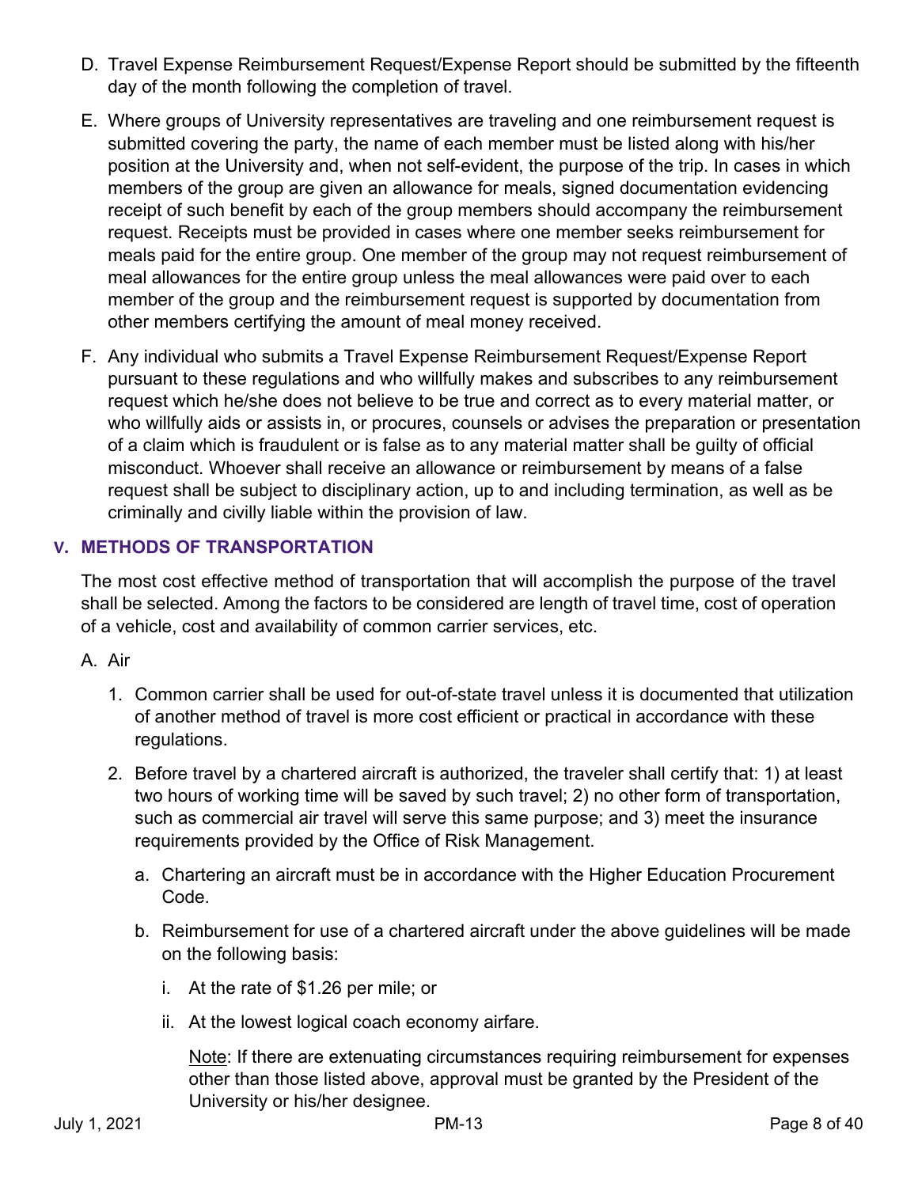D. Travel Expense Reimbursement Request/Expense Report should be submitted by the fifteenth day of the month following the completion of travel.

E. Where groups of University representatives are traveling and one reimbursement request is submitted covering the party, the name of each member must be listed along with his/her position at the University and, when not self-evident, the purpose of the trip. In cases in which members of the group are given an allowance for meals, signed documentation evidencing receipt of such benefit by each of the group members should accompany the reimbursement request. Receipts must be provided in cases where one member seeks reimbursement for meals paid for the entire group. One member of the group may not request reimbursement of meal allowances for the entire group unless the meal allowances were paid over to each member of the group and the reimbursement request is supported by documentation from other members certifying the amount of meal money received.

F. Any individual who submits a Travel Expense Reimbursement Request/Expense Report pursuant to these regulations and who willfully makes and subscribes to any reimbursement request which he/she does not believe to be true and correct as to every material matter, or who willfully aids or assists in, or procures, counsels or advises the preparation or presentation of a claim which is fraudulent or is false as to any material matter shall be guilty of official misconduct. Whoever shall receive an allowance or reimbursement by means of a false request shall be subject to disciplinary action, up to and including termination, as well as be criminally and civilly liable within the provision of law.

## V. METHODS OF TRANSPORTATION

The most cost effective method of transportation that will accomplish the purpose of the travel shall be selected. Among the factors to be considered are length of travel time, cost of operation of a vehicle, cost and availability of common carrier services, etc.

A. Air

1. Common carrier shall be used for out-of-state travel unless it is documented that utilization of another method of travel is more cost efficient or practical in accordance with these regulations.

2. Before travel by a chartered aircraft is authorized, the traveler shall certify that: 1) at least two hours of working time will be saved by such travel; 2) no other form of transportation, such as commercial air travel will serve this same purpose; and 3) meet the insurance requirements provided by the Office of Risk Management.

   a. Chartering an aircraft must be in accordance with the Higher Education Procurement Code.

   b. Reimbursement for use of a chartered aircraft under the above guidelines will be made on the following basis:

      i. At the rate of $1.26 per mile; or

      ii. At the lowest logical coach economy airfare.

      Note: If there are extenuating circumstances requiring reimbursement for expenses other than those listed above, approval must be granted by the President of the University or his/her designee.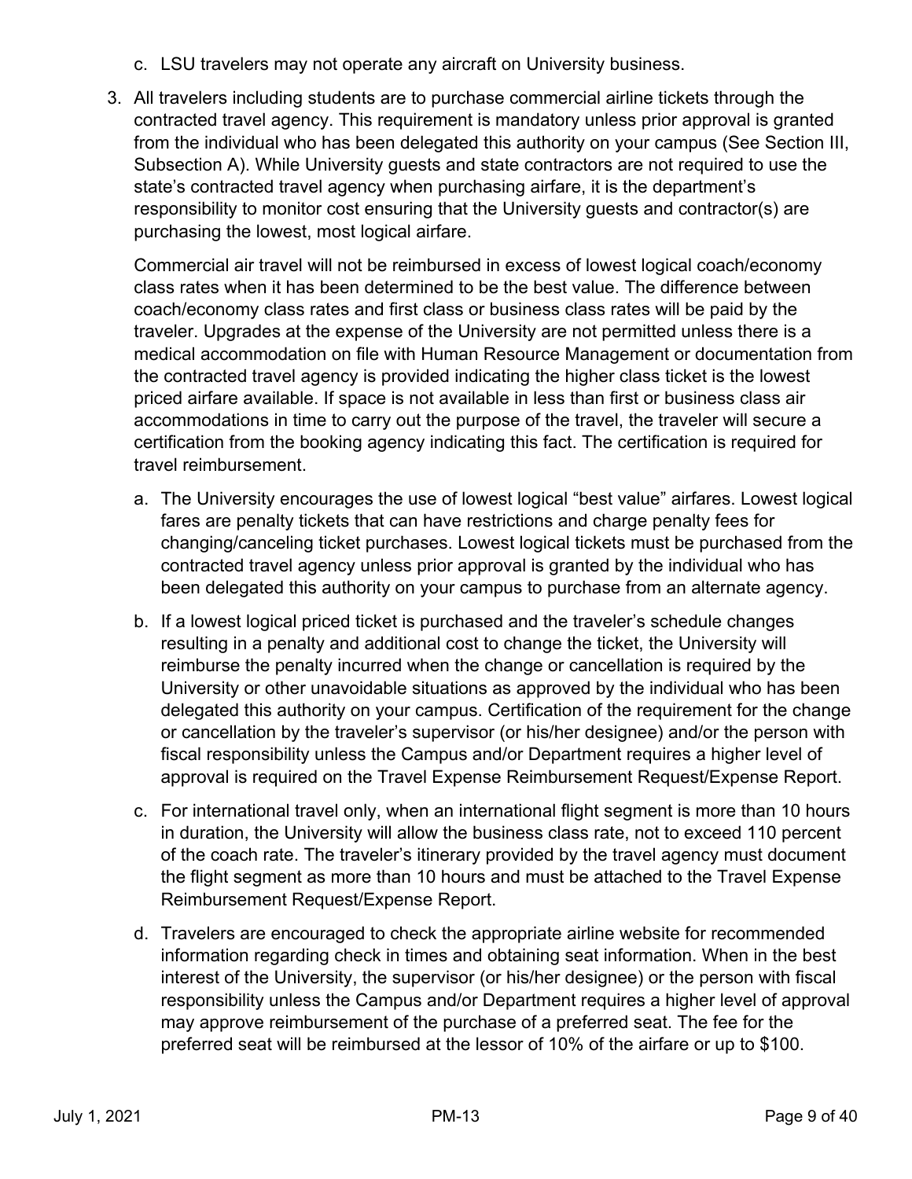c. LSU travelers may not operate any aircraft on University business.

3. All travelers including students are to purchase commercial airline tickets through the contracted travel agency. This requirement is mandatory unless prior approval is granted from the individual who has been delegated this authority on your campus (See Section III, Subsection A). While University guests and state contractors are not required to use the state's contracted travel agency when purchasing airfare, it is the department's responsibility to monitor cost ensuring that the University guests and contractor(s) are purchasing the lowest, most logical airfare.

   Commercial air travel will not be reimbursed in excess of lowest logical coach/economy class rates when it has been determined to be the best value. The difference between coach/economy class rates and first class or business class rates will be paid by the traveler. Upgrades at the expense of the University are not permitted unless there is a medical accommodation on file with Human Resource Management or documentation from the contracted travel agency is provided indicating the higher class ticket is the lowest priced airfare available. If space is not available in less than first or business class air accommodations in time to carry out the purpose of the travel, the traveler will secure a certification from the booking agency indicating this fact. The certification is required for travel reimbursement.

   a. The University encourages the use of lowest logical "best value" airfares. Lowest logical fares are penalty tickets that can have restrictions and charge penalty fees for changing/canceling ticket purchases. Lowest logical tickets must be purchased from the contracted travel agency unless prior approval is granted by the individual who has been delegated this authority on your campus to purchase from an alternate agency.

   b. If a lowest logical priced ticket is purchased and the traveler's schedule changes resulting in a penalty and additional cost to change the ticket, the University will reimburse the penalty incurred when the change or cancellation is required by the University or other unavoidable situations as approved by the individual who has been delegated this authority on your campus. Certification of the requirement for the change or cancellation by the traveler's supervisor (or his/her designee) and/or the person with fiscal responsibility unless the Campus and/or Department requires a higher level of approval is required on the Travel Expense Reimbursement Request/Expense Report.

   c. For international travel only, when an international flight segment is more than 10 hours in duration, the University will allow the business class rate, not to exceed 110 percent of the coach rate. The traveler's itinerary provided by the travel agency must document the flight segment as more than 10 hours and must be attached to the Travel Expense Reimbursement Request/Expense Report.

   d. Travelers are encouraged to check the appropriate airline website for recommended information regarding check in times and obtaining seat information. When in the best interest of the University, the supervisor (or his/her designee) or the person with fiscal responsibility unless the Campus and/or Department requires a higher level of approval may approve reimbursement of the purchase of a preferred seat. The fee for the preferred seat will be reimbursed at the lessor of 10% of the airfare or up to $100.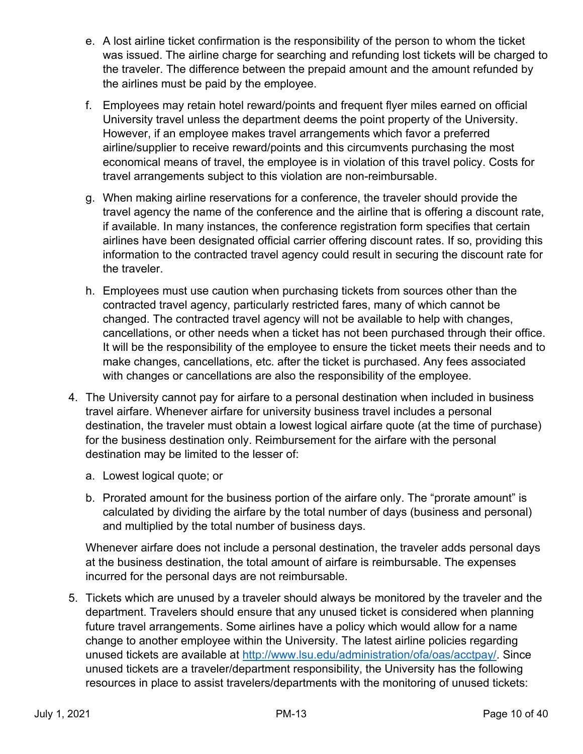e. A lost airline ticket confirmation is the responsibility of the person to whom the ticket was issued. The airline charge for searching and refunding lost tickets will be charged to the traveler. The difference between the prepaid amount and the amount refunded by the airlines must be paid by the employee.

f. Employees may retain hotel reward/points and frequent flyer miles earned on official University travel unless the department deems the point property of the University. However, if an employee makes travel arrangements which favor a preferred airline/supplier to receive reward/points and this circumvents purchasing the most economical means of travel, the employee is in violation of this travel policy. Costs for travel arrangements subject to this violation are non-reimbursable.

g. When making airline reservations for a conference, the traveler should provide the travel agency the name of the conference and the airline that is offering a discount rate, if available. In many instances, the conference registration form specifies that certain airlines have been designated official carrier offering discount rates. If so, providing this information to the contracted travel agency could result in securing the discount rate for the traveler.

h. Employees must use caution when purchasing tickets from sources other than the contracted travel agency, particularly restricted fares, many of which cannot be changed. The contracted travel agency will not be available to help with changes, cancellations, or other needs when a ticket has not been purchased through their office. It will be the responsibility of the employee to ensure the ticket meets their needs and to make changes, cancellations, etc. after the ticket is purchased. Any fees associated with changes or cancellations are also the responsibility of the employee.

4. The University cannot pay for airfare to a personal destination when included in business travel airfare. Whenever airfare for university business travel includes a personal destination, the traveler must obtain a lowest logical airfare quote (at the time of purchase) for the business destination only. Reimbursement for the airfare with the personal destination may be limited to the lesser of:

   a. Lowest logical quote; or

   b. Prorated amount for the business portion of the airfare only. The “prorate amount” is calculated by dividing the airfare by the total number of days (business and personal) and multiplied by the total number of business days.

   Whenever airfare does not include a personal destination, the traveler adds personal days at the business destination, the total amount of airfare is reimbursable. The expenses incurred for the personal days are not reimbursable.

5. Tickets which are unused by a traveler should always be monitored by the traveler and the department. Travelers should ensure that any unused ticket is considered when planning future travel arrangements. Some airlines have a policy which would allow for a name change to another employee within the University. The latest airline policies regarding unused tickets are available at http://www.lsu.edu/administration/ofa/oas/acctpay/. Since unused tickets are a traveler/department responsibility, the University has the following resources in place to assist travelers/departments with the monitoring of unused tickets: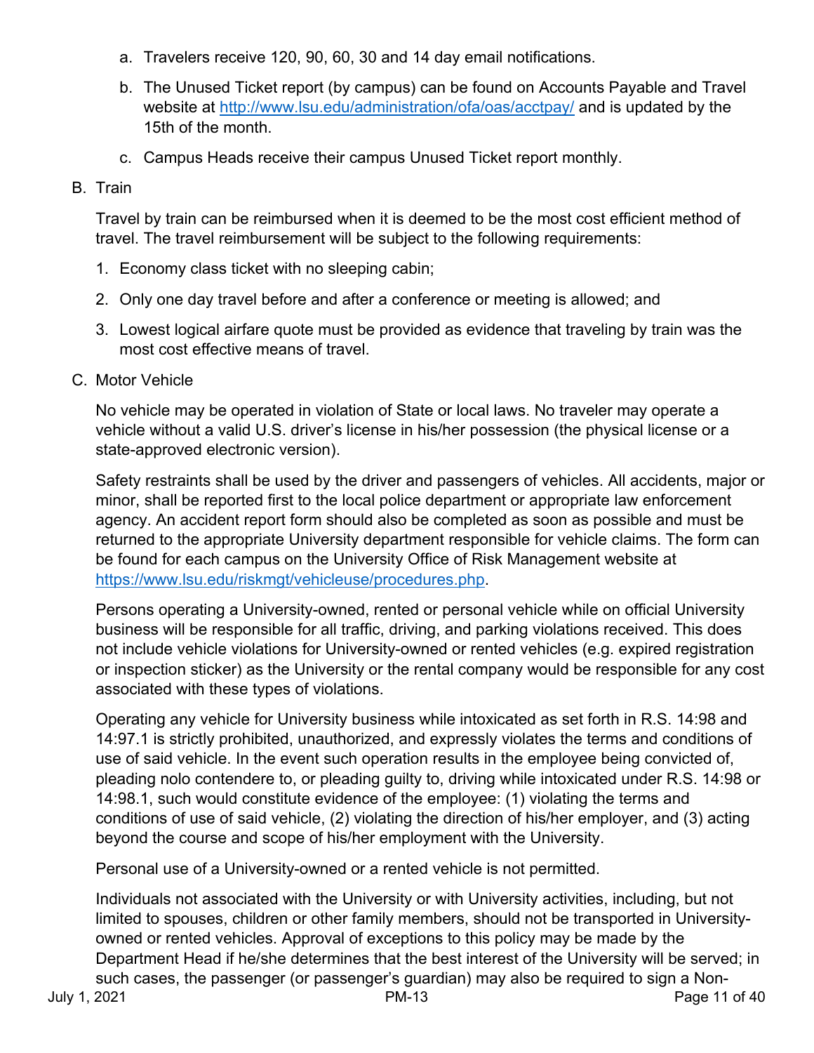a. Travelers receive 120, 90, 60, 30 and 14 day email notifications.

b. The Unused Ticket report (by campus) can be found on Accounts Payable and Travel website at http://www.lsu.edu/administration/ofa/oas/acctpay/ and is updated by the 15th of the month.

c. Campus Heads receive their campus Unused Ticket report monthly.

B. Train

Travel by train can be reimbursed when it is deemed to be the most cost efficient method of travel. The travel reimbursement will be subject to the following requirements:

1. Economy class ticket with no sleeping cabin;

2. Only one day travel before and after a conference or meeting is allowed; and

3. Lowest logical airfare quote must be provided as evidence that traveling by train was the most cost effective means of travel.

C. Motor Vehicle

No vehicle may be operated in violation of State or local laws. No traveler may operate a vehicle without a valid U.S. driver's license in his/her possession (the physical license or a state-approved electronic version).

Safety restraints shall be used by the driver and passengers of vehicles. All accidents, major or minor, shall be reported first to the local police department or appropriate law enforcement agency. An accident report form should also be completed as soon as possible and must be returned to the appropriate University department responsible for vehicle claims. The form can be found for each campus on the University Office of Risk Management website at https://www.lsu.edu/riskmgt/vehicleuse/procedures.php.

Persons operating a University-owned, rented or personal vehicle while on official University business will be responsible for all traffic, driving, and parking violations received. This does not include vehicle violations for University-owned or rented vehicles (e.g. expired registration or inspection sticker) as the University or the rental company would be responsible for any cost associated with these types of violations.

Operating any vehicle for University business while intoxicated as set forth in R.S. 14:98 and 14:97.1 is strictly prohibited, unauthorized, and expressly violates the terms and conditions of use of said vehicle. In the event such operation results in the employee being convicted of, pleading nolo contendere to, or pleading guilty to, driving while intoxicated under R.S. 14:98 or 14:98.1, such would constitute evidence of the employee: (1) violating the terms and conditions of use of said vehicle, (2) violating the direction of his/her employer, and (3) acting beyond the course and scope of his/her employment with the University.

Personal use of a University-owned or a rented vehicle is not permitted.

Individuals not associated with the University or with University activities, including, but not limited to spouses, children or other family members, should not be transported in University-owned or rented vehicles. Approval of exceptions to this policy may be made by the Department Head if he/she determines that the best interest of the University will be served; in such cases, the passenger (or passenger's guardian) may also be required to sign a Non-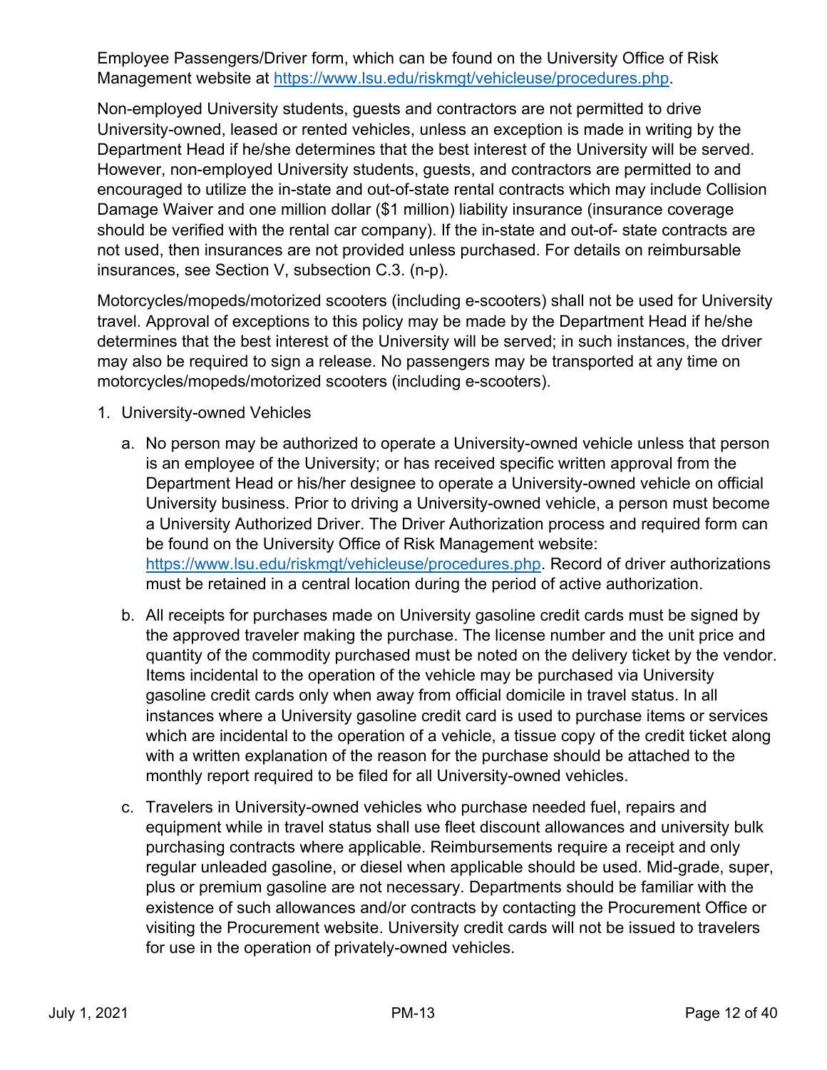Employee Passengers/Driver form, which can be found on the University Office of Risk Management website at https://www.lsu.edu/riskmgt/vehicleuse/procedures.php.

Non-employed University students, guests and contractors are not permitted to drive University-owned, leased or rented vehicles, unless an exception is made in writing by the Department Head if he/she determines that the best interest of the University will be served. However, non-employed University students, guests, and contractors are permitted to and encouraged to utilize the in-state and out-of-state rental contracts which may include Collision Damage Waiver and one million dollar ($1 million) liability insurance (insurance coverage should be verified with the rental car company). If the in-state and out-of- state contracts are not used, then insurances are not provided unless purchased. For details on reimbursable insurances, see Section V, subsection C.3. (n-p).

Motorcycles/mopeds/motorized scooters (including e-scooters) shall not be used for University travel. Approval of exceptions to this policy may be made by the Department Head if he/she determines that the best interest of the University will be served; in such instances, the driver may also be required to sign a release. No passengers may be transported at any time on motorcycles/mopeds/motorized scooters (including e-scooters).

1. University-owned Vehicles

   a. No person may be authorized to operate a University-owned vehicle unless that person is an employee of the University; or has received specific written approval from the Department Head or his/her designee to operate a University-owned vehicle on official University business. Prior to driving a University-owned vehicle, a person must become a University Authorized Driver. The Driver Authorization process and required form can be found on the University Office of Risk Management website: https://www.lsu.edu/riskmgt/vehicleuse/procedures.php. Record of driver authorizations must be retained in a central location during the period of active authorization.

   b. All receipts for purchases made on University gasoline credit cards must be signed by the approved traveler making the purchase. The license number and the unit price and quantity of the commodity purchased must be noted on the delivery ticket by the vendor. Items incidental to the operation of the vehicle may be purchased via University gasoline credit cards only when away from official domicile in travel status. In all instances where a University gasoline credit card is used to purchase items or services which are incidental to the operation of a vehicle, a tissue copy of the credit ticket along with a written explanation of the reason for the purchase should be attached to the monthly report required to be filed for all University-owned vehicles.

   c. Travelers in University-owned vehicles who purchase needed fuel, repairs and equipment while in travel status shall use fleet discount allowances and university bulk purchasing contracts where applicable. Reimbursements require a receipt and only regular unleaded gasoline, or diesel when applicable should be used. Mid-grade, super, plus or premium gasoline are not necessary. Departments should be familiar with the existence of such allowances and/or contracts by contacting the Procurement Office or visiting the Procurement website. University credit cards will not be issued to travelers for use in the operation of privately-owned vehicles.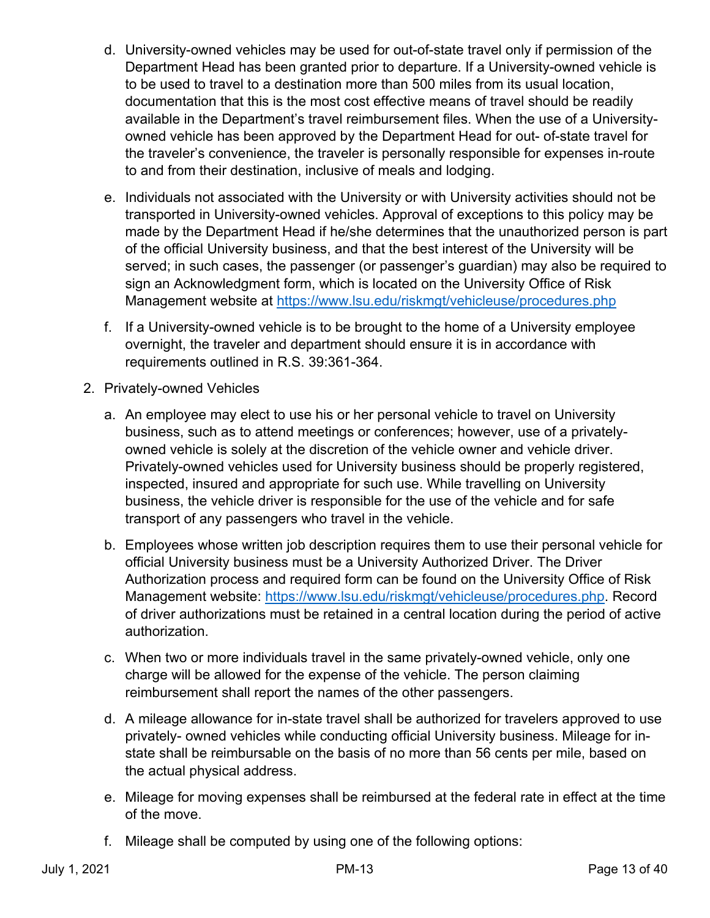d. University-owned vehicles may be used for out-of-state travel only if permission of the Department Head has been granted prior to departure. If a University-owned vehicle is to be used to travel to a destination more than 500 miles from its usual location, documentation that this is the most cost effective means of travel should be readily available in the Department's travel reimbursement files. When the use of a University-owned vehicle has been approved by the Department Head for out- of-state travel for the traveler's convenience, the traveler is personally responsible for expenses in-route to and from their destination, inclusive of meals and lodging.

e. Individuals not associated with the University or with University activities should not be transported in University-owned vehicles. Approval of exceptions to this policy may be made by the Department Head if he/she determines that the unauthorized person is part of the official University business, and that the best interest of the University will be served; in such cases, the passenger (or passenger's guardian) may also be required to sign an Acknowledgment form, which is located on the University Office of Risk Management website at https://www.lsu.edu/riskmgt/vehicleuse/procedures.php

f. If a University-owned vehicle is to be brought to the home of a University employee overnight, the traveler and department should ensure it is in accordance with requirements outlined in R.S. 39:361-364.

2. Privately-owned Vehicles

   a. An employee may elect to use his or her personal vehicle to travel on University business, such as to attend meetings or conferences; however, use of a privately-owned vehicle is solely at the discretion of the vehicle owner and vehicle driver. Privately-owned vehicles used for University business should be properly registered, inspected, insured and appropriate for such use. While travelling on University business, the vehicle driver is responsible for the use of the vehicle and for safe transport of any passengers who travel in the vehicle.

   b. Employees whose written job description requires them to use their personal vehicle for official University business must be a University Authorized Driver. The Driver Authorization process and required form can be found on the University Office of Risk Management website: https://www.lsu.edu/riskmgt/vehicleuse/procedures.php. Record of driver authorizations must be retained in a central location during the period of active authorization.

   c. When two or more individuals travel in the same privately-owned vehicle, only one charge will be allowed for the expense of the vehicle. The person claiming reimbursement shall report the names of the other passengers.

   d. A mileage allowance for in-state travel shall be authorized for travelers approved to use privately- owned vehicles while conducting official University business. Mileage for in-state shall be reimbursable on the basis of no more than 56 cents per mile, based on the actual physical address.

   e. Mileage for moving expenses shall be reimbursed at the federal rate in effect at the time of the move.

   f. Mileage shall be computed by using one of the following options: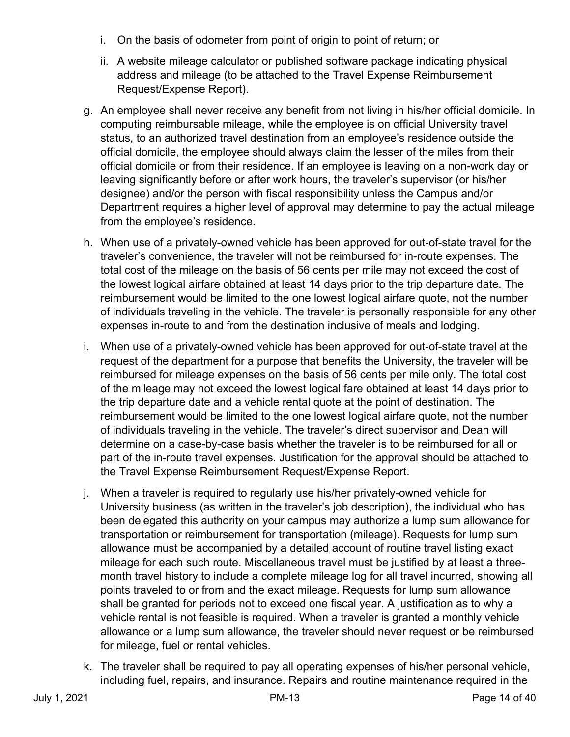i. On the basis of odometer from point of origin to point of return; or

   ii. A website mileage calculator or published software package indicating physical address and mileage (to be attached to the Travel Expense Reimbursement Request/Expense Report).

g. An employee shall never receive any benefit from not living in his/her official domicile. In computing reimbursable mileage, while the employee is on official University travel status, to an authorized travel destination from an employee's residence outside the official domicile, the employee should always claim the lesser of the miles from their official domicile or from their residence. If an employee is leaving on a non-work day or leaving significantly before or after work hours, the traveler's supervisor (or his/her designee) and/or the person with fiscal responsibility unless the Campus and/or Department requires a higher level of approval may determine to pay the actual mileage from the employee's residence.

h. When use of a privately-owned vehicle has been approved for out-of-state travel for the traveler's convenience, the traveler will not be reimbursed for in-route expenses. The total cost of the mileage on the basis of 56 cents per mile may not exceed the cost of the lowest logical airfare obtained at least 14 days prior to the trip departure date. The reimbursement would be limited to the one lowest logical airfare quote, not the number of individuals traveling in the vehicle. The traveler is personally responsible for any other expenses in-route to and from the destination inclusive of meals and lodging.

i. When use of a privately-owned vehicle has been approved for out-of-state travel at the request of the department for a purpose that benefits the University, the traveler will be reimbursed for mileage expenses on the basis of 56 cents per mile only. The total cost of the mileage may not exceed the lowest logical fare obtained at least 14 days prior to the trip departure date and a vehicle rental quote at the point of destination. The reimbursement would be limited to the one lowest logical airfare quote, not the number of individuals traveling in the vehicle. The traveler's direct supervisor and Dean will determine on a case-by-case basis whether the traveler is to be reimbursed for all or part of the in-route travel expenses. Justification for the approval should be attached to the Travel Expense Reimbursement Request/Expense Report.

j. When a traveler is required to regularly use his/her privately-owned vehicle for University business (as written in the traveler's job description), the individual who has been delegated this authority on your campus may authorize a lump sum allowance for transportation or reimbursement for transportation (mileage). Requests for lump sum allowance must be accompanied by a detailed account of routine travel listing exact mileage for each such route. Miscellaneous travel must be justified by at least a three-month travel history to include a complete mileage log for all travel incurred, showing all points traveled to or from and the exact mileage. Requests for lump sum allowance shall be granted for periods not to exceed one fiscal year. A justification as to why a vehicle rental is not feasible is required. When a traveler is granted a monthly vehicle allowance or a lump sum allowance, the traveler should never request or be reimbursed for mileage, fuel or rental vehicles.

k. The traveler shall be required to pay all operating expenses of his/her personal vehicle, including fuel, repairs, and insurance. Repairs and routine maintenance required in the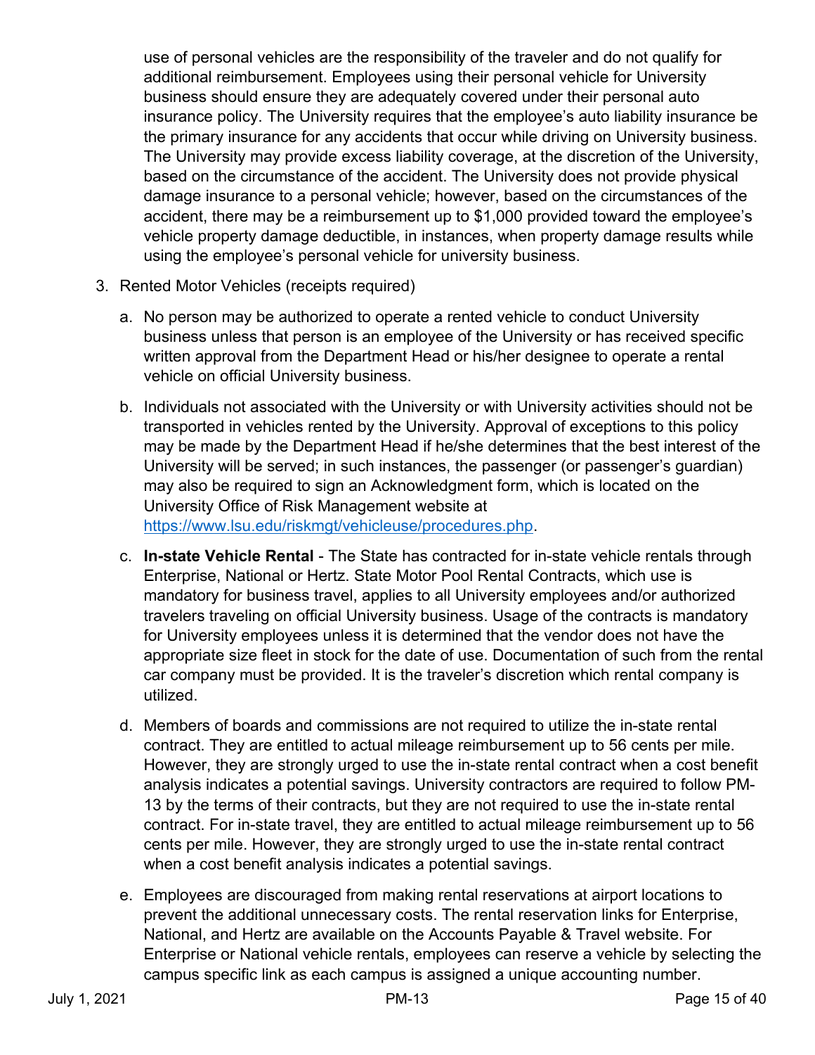use of personal vehicles are the responsibility of the traveler and do not qualify for additional reimbursement. Employees using their personal vehicle for University business should ensure they are adequately covered under their personal auto insurance policy. The University requires that the employee's auto liability insurance be the primary insurance for any accidents that occur while driving on University business. The University may provide excess liability coverage, at the discretion of the University, based on the circumstance of the accident. The University does not provide physical damage insurance to a personal vehicle; however, based on the circumstances of the accident, there may be a reimbursement up to $1,000 provided toward the employee's vehicle property damage deductible, in instances, when property damage results while using the employee's personal vehicle for university business.

3. Rented Motor Vehicles (receipts required)

    a. No person may be authorized to operate a rented vehicle to conduct University business unless that person is an employee of the University or has received specific written approval from the Department Head or his/her designee to operate a rental vehicle on official University business.

    b. Individuals not associated with the University or with University activities should not be transported in vehicles rented by the University. Approval of exceptions to this policy may be made by the Department Head if he/she determines that the best interest of the University will be served; in such instances, the passenger (or passenger's guardian) may also be required to sign an Acknowledgment form, which is located on the University Office of Risk Management website at [https://www.lsu.edu/riskmgt/vehicleuse/procedures.php](https://www.lsu.edu/riskmgt/vehicleuse/procedures.php).

    c. **In-state Vehicle Rental** - The State has contracted for in-state vehicle rentals through Enterprise, National or Hertz. State Motor Pool Rental Contracts, which use is mandatory for business travel, applies to all University employees and/or authorized travelers traveling on official University business. Usage of the contracts is mandatory for University employees unless it is determined that the vendor does not have the appropriate size fleet in stock for the date of use. Documentation of such from the rental car company must be provided. It is the traveler's discretion which rental company is utilized.

    d. Members of boards and commissions are not required to utilize the in-state rental contract. They are entitled to actual mileage reimbursement up to 56 cents per mile. However, they are strongly urged to use the in-state rental contract when a cost benefit analysis indicates a potential savings. University contractors are required to follow PM-13 by the terms of their contracts, but they are not required to use the in-state rental contract. For in-state travel, they are entitled to actual mileage reimbursement up to 56 cents per mile. However, they are strongly urged to use the in-state rental contract when a cost benefit analysis indicates a potential savings.

    e. Employees are discouraged from making rental reservations at airport locations to prevent the additional unnecessary costs. The rental reservation links for Enterprise, National, and Hertz are available on the Accounts Payable & Travel website. For Enterprise or National vehicle rentals, employees can reserve a vehicle by selecting the campus specific link as each campus is assigned a unique accounting number.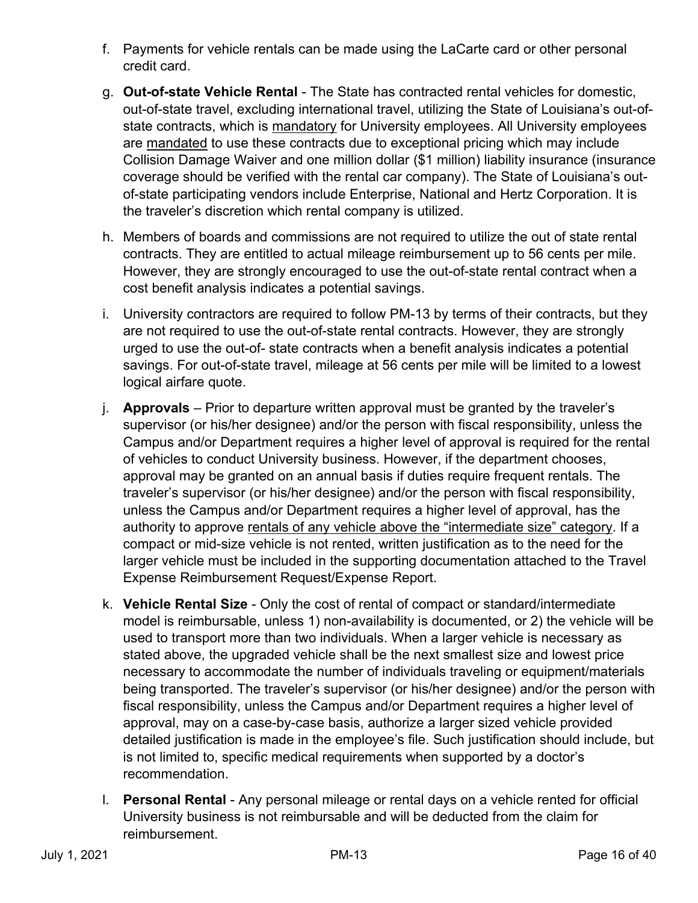f. Payments for vehicle rentals can be made using the LaCarte card or other personal credit card.

g. **Out-of-state Vehicle Rental** - The State has contracted rental vehicles for domestic, out-of-state travel, excluding international travel, utilizing the State of Louisiana's out-of-state contracts, which is mandatory for University employees. All University employees are mandated to use these contracts due to exceptional pricing which may include Collision Damage Waiver and one million dollar ($1 million) liability insurance (insurance coverage should be verified with the rental car company). The State of Louisiana's out-of-state participating vendors include Enterprise, National and Hertz Corporation. It is the traveler's discretion which rental company is utilized.

h. Members of boards and commissions are not required to utilize the out of state rental contracts. They are entitled to actual mileage reimbursement up to 56 cents per mile. However, they are strongly encouraged to use the out-of-state rental contract when a cost benefit analysis indicates a potential savings.

i. University contractors are required to follow PM-13 by terms of their contracts, but they are not required to use the out-of-state rental contracts. However, they are strongly urged to use the out-of- state contracts when a benefit analysis indicates a potential savings. For out-of-state travel, mileage at 56 cents per mile will be limited to a lowest logical airfare quote.

j. **Approvals** – Prior to departure written approval must be granted by the traveler's supervisor (or his/her designee) and/or the person with fiscal responsibility, unless the Campus and/or Department requires a higher level of approval is required for the rental of vehicles to conduct University business. However, if the department chooses, approval may be granted on an annual basis if duties require frequent rentals. The traveler's supervisor (or his/her designee) and/or the person with fiscal responsibility, unless the Campus and/or Department requires a higher level of approval, has the authority to approve rentals of any vehicle above the "intermediate size" category. If a compact or mid-size vehicle is not rented, written justification as to the need for the larger vehicle must be included in the supporting documentation attached to the Travel Expense Reimbursement Request/Expense Report.

k. **Vehicle Rental Size** - Only the cost of rental of compact or standard/intermediate model is reimbursable, unless 1) non-availability is documented, or 2) the vehicle will be used to transport more than two individuals. When a larger vehicle is necessary as stated above, the upgraded vehicle shall be the next smallest size and lowest price necessary to accommodate the number of individuals traveling or equipment/materials being transported. The traveler's supervisor (or his/her designee) and/or the person with fiscal responsibility, unless the Campus and/or Department requires a higher level of approval, may on a case-by-case basis, authorize a larger sized vehicle provided detailed justification is made in the employee's file. Such justification should include, but is not limited to, specific medical requirements when supported by a doctor's recommendation.

l. **Personal Rental** - Any personal mileage or rental days on a vehicle rented for official University business is not reimbursable and will be deducted from the claim for reimbursement.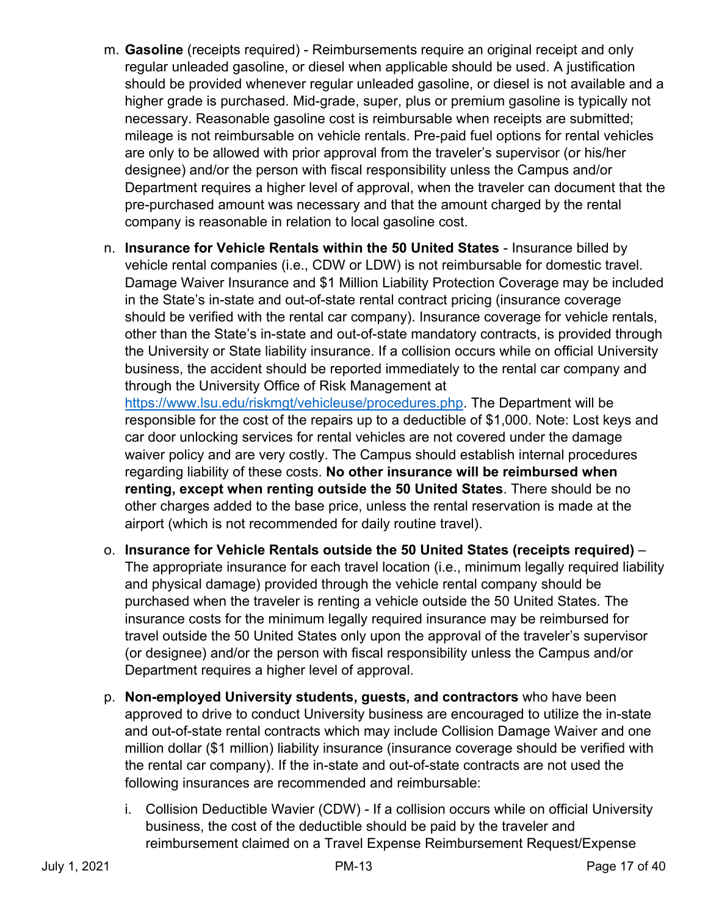m. **Gasoline** (receipts required) - Reimbursements require an original receipt and only regular unleaded gasoline, or diesel when applicable should be used. A justification should be provided whenever regular unleaded gasoline, or diesel is not available and a higher grade is purchased. Mid-grade, super, plus or premium gasoline is typically not necessary. Reasonable gasoline cost is reimbursable when receipts are submitted; mileage is not reimbursable on vehicle rentals. Pre-paid fuel options for rental vehicles are only to be allowed with prior approval from the traveler's supervisor (or his/her designee) and/or the person with fiscal responsibility unless the Campus and/or Department requires a higher level of approval, when the traveler can document that the pre-purchased amount was necessary and that the amount charged by the rental company is reasonable in relation to local gasoline cost.

n. **Insurance for Vehicle Rentals within the 50 United States** - Insurance billed by vehicle rental companies (i.e., CDW or LDW) is not reimbursable for domestic travel. Damage Waiver Insurance and $1 Million Liability Protection Coverage may be included in the State's in-state and out-of-state rental contract pricing (insurance coverage should be verified with the rental car company). Insurance coverage for vehicle rentals, other than the State's in-state and out-of-state mandatory contracts, is provided through the University or State liability insurance. If a collision occurs while on official University business, the accident should be reported immediately to the rental car company and through the University Office of Risk Management at https://www.lsu.edu/riskmgt/vehicleuse/procedures.php. The Department will be responsible for the cost of the repairs up to a deductible of $1,000. Note: Lost keys and car door unlocking services for rental vehicles are not covered under the damage waiver policy and are very costly. The Campus should establish internal procedures regarding liability of these costs. **No other insurance will be reimbursed when renting, except when renting outside the 50 United States**. There should be no other charges added to the base price, unless the rental reservation is made at the airport (which is not recommended for daily routine travel).

o. **Insurance for Vehicle Rentals outside the 50 United States (receipts required)** – The appropriate insurance for each travel location (i.e., minimum legally required liability and physical damage) provided through the vehicle rental company should be purchased when the traveler is renting a vehicle outside the 50 United States. The insurance costs for the minimum legally required insurance may be reimbursed for travel outside the 50 United States only upon the approval of the traveler's supervisor (or designee) and/or the person with fiscal responsibility unless the Campus and/or Department requires a higher level of approval.

p. **Non-employed University students, guests, and contractors** who have been approved to drive to conduct University business are encouraged to utilize the in-state and out-of-state rental contracts which may include Collision Damage Waiver and one million dollar ($1 million) liability insurance (insurance coverage should be verified with the rental car company). If the in-state and out-of-state contracts are not used the following insurances are recommended and reimbursable:

   i. Collision Deductible Wavier (CDW) - If a collision occurs while on official University business, the cost of the deductible should be paid by the traveler and reimbursement claimed on a Travel Expense Reimbursement Request/Expense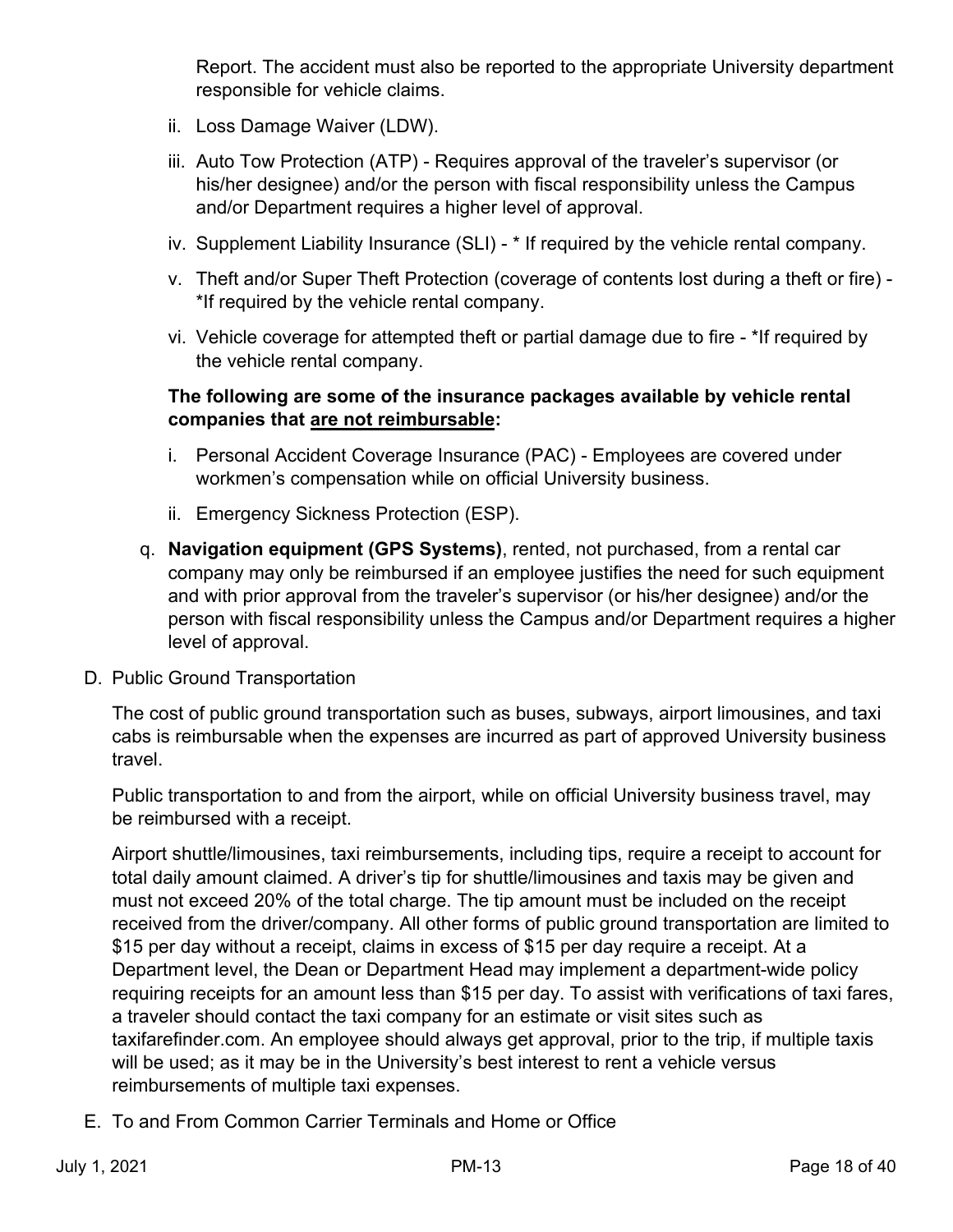Report. The accident must also be reported to the appropriate University department responsible for vehicle claims.

ii. Loss Damage Waiver (LDW).

iii. Auto Tow Protection (ATP) - Requires approval of the traveler's supervisor (or his/her designee) and/or the person with fiscal responsibility unless the Campus and/or Department requires a higher level of approval.

iv. Supplement Liability Insurance (SLI) - * If required by the vehicle rental company.

v. Theft and/or Super Theft Protection (coverage of contents lost during a theft or fire) - *If required by the vehicle rental company.

vi. Vehicle coverage for attempted theft or partial damage due to fire - *If required by the vehicle rental company.

**The following are some of the insurance packages available by vehicle rental companies that <u>are not reimbursable</u>:**

i. Personal Accident Coverage Insurance (PAC) - Employees are covered under workmen's compensation while on official University business.

ii. Emergency Sickness Protection (ESP).

q. **Navigation equipment (GPS Systems)**, rented, not purchased, from a rental car company may only be reimbursed if an employee justifies the need for such equipment and with prior approval from the traveler's supervisor (or his/her designee) and/or the person with fiscal responsibility unless the Campus and/or Department requires a higher level of approval.

D. Public Ground Transportation

The cost of public ground transportation such as buses, subways, airport limousines, and taxi cabs is reimbursable when the expenses are incurred as part of approved University business travel.

Public transportation to and from the airport, while on official University business travel, may be reimbursed with a receipt.

Airport shuttle/limousines, taxi reimbursements, including tips, require a receipt to account for total daily amount claimed. A driver's tip for shuttle/limousines and taxis may be given and must not exceed 20% of the total charge. The tip amount must be included on the receipt received from the driver/company. All other forms of public ground transportation are limited to $15 per day without a receipt, claims in excess of $15 per day require a receipt. At a Department level, the Dean or Department Head may implement a department-wide policy requiring receipts for an amount less than $15 per day. To assist with verifications of taxi fares, a traveler should contact the taxi company for an estimate or visit sites such as taxifarefinder.com. An employee should always get approval, prior to the trip, if multiple taxis will be used; as it may be in the University's best interest to rent a vehicle versus reimbursements of multiple taxi expenses.

E. To and From Common Carrier Terminals and Home or Office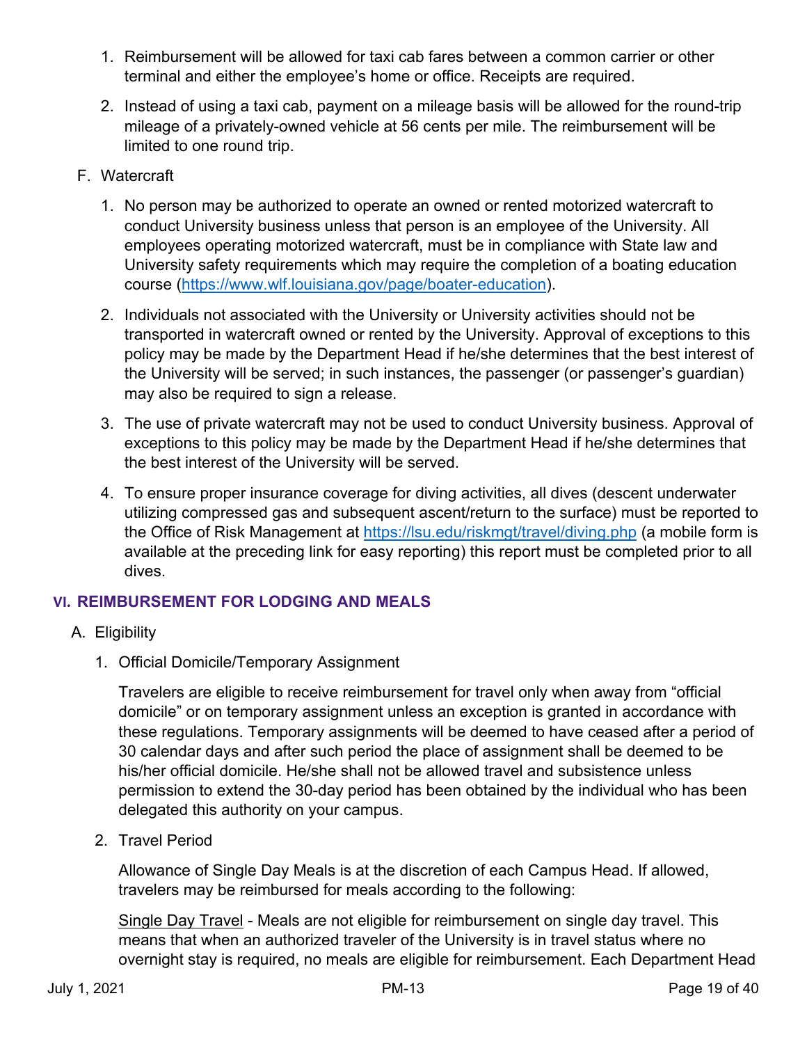1. Reimbursement will be allowed for taxi cab fares between a common carrier or other terminal and either the employee's home or office. Receipts are required.

2. Instead of using a taxi cab, payment on a mileage basis will be allowed for the round-trip mileage of a privately-owned vehicle at 56 cents per mile. The reimbursement will be limited to one round trip.

F. Watercraft

1. No person may be authorized to operate an owned or rented motorized watercraft to conduct University business unless that person is an employee of the University. All employees operating motorized watercraft, must be in compliance with State law and University safety requirements which may require the completion of a boating education course (https://www.wlf.louisiana.gov/page/boater-education).

2. Individuals not associated with the University or University activities should not be transported in watercraft owned or rented by the University. Approval of exceptions to this policy may be made by the Department Head if he/she determines that the best interest of the University will be served; in such instances, the passenger (or passenger's guardian) may also be required to sign a release.

3. The use of private watercraft may not be used to conduct University business. Approval of exceptions to this policy may be made by the Department Head if he/she determines that the best interest of the University will be served.

4. To ensure proper insurance coverage for diving activities, all dives (descent underwater utilizing compressed gas and subsequent ascent/return to the surface) must be reported to the Office of Risk Management at https://lsu.edu/riskmgt/travel/diving.php (a mobile form is available at the preceding link for easy reporting) this report must be completed prior to all dives.

## VI. REIMBURSEMENT FOR LODGING AND MEALS

A. Eligibility

1. Official Domicile/Temporary Assignment

   Travelers are eligible to receive reimbursement for travel only when away from "official domicile" or on temporary assignment unless an exception is granted in accordance with these regulations. Temporary assignments will be deemed to have ceased after a period of 30 calendar days and after such period the place of assignment shall be deemed to be his/her official domicile. He/she shall not be allowed travel and subsistence unless permission to extend the 30-day period has been obtained by the individual who has been delegated this authority on your campus.

2. Travel Period

   Allowance of Single Day Meals is at the discretion of each Campus Head. If allowed, travelers may be reimbursed for meals according to the following:

   Single Day Travel - Meals are not eligible for reimbursement on single day travel. This means that when an authorized traveler of the University is in travel status where no overnight stay is required, no meals are eligible for reimbursement. Each Department Head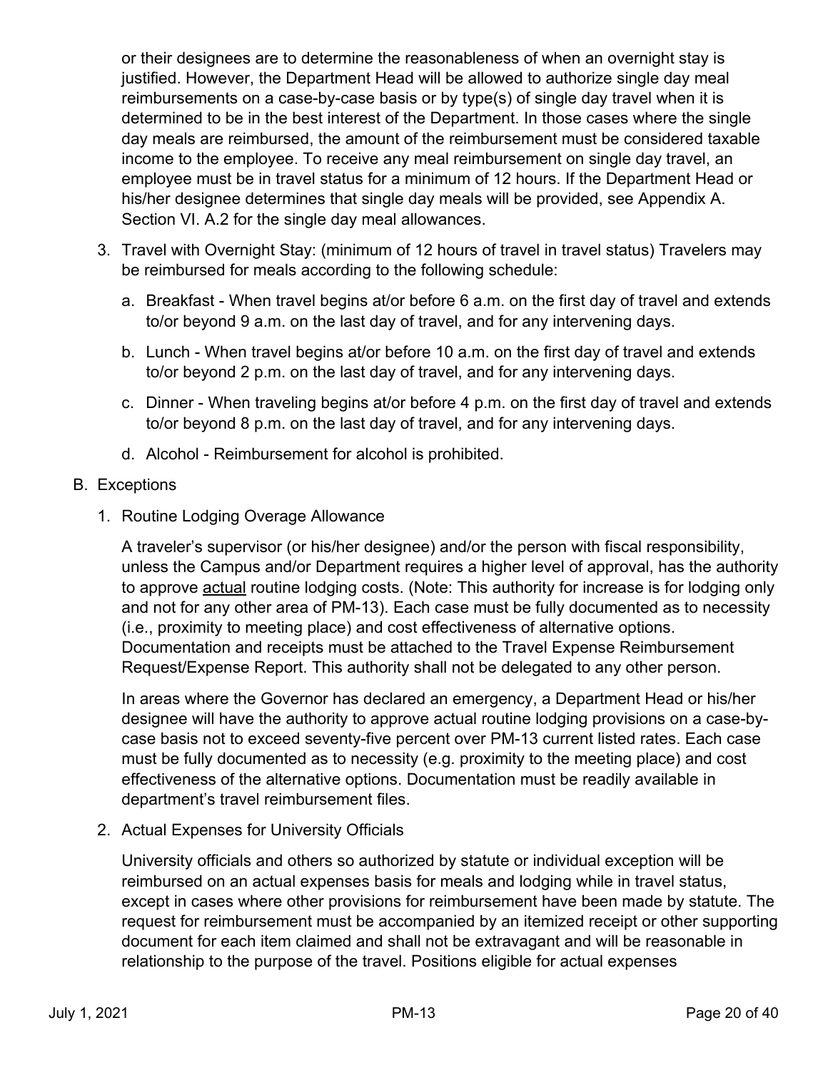or their designees are to determine the reasonableness of when an overnight stay is justified. However, the Department Head will be allowed to authorize single day meal reimbursements on a case-by-case basis or by type(s) of single day travel when it is determined to be in the best interest of the Department. In those cases where the single day meals are reimbursed, the amount of the reimbursement must be considered taxable income to the employee. To receive any meal reimbursement on single day travel, an employee must be in travel status for a minimum of 12 hours. If the Department Head or his/her designee determines that single day meals will be provided, see Appendix A. Section VI. A.2 for the single day meal allowances.

3. Travel with Overnight Stay: (minimum of 12 hours of travel in travel status) Travelers may be reimbursed for meals according to the following schedule:

   a. Breakfast - When travel begins at/or before 6 a.m. on the first day of travel and extends to/or beyond 9 a.m. on the last day of travel, and for any intervening days.

   b. Lunch - When travel begins at/or before 10 a.m. on the first day of travel and extends to/or beyond 2 p.m. on the last day of travel, and for any intervening days.

   c. Dinner - When traveling begins at/or before 4 p.m. on the first day of travel and extends to/or beyond 8 p.m. on the last day of travel, and for any intervening days.

   d. Alcohol - Reimbursement for alcohol is prohibited.

B. Exceptions

1. Routine Lodging Overage Allowance

   A traveler's supervisor (or his/her designee) and/or the person with fiscal responsibility, unless the Campus and/or Department requires a higher level of approval, has the authority to approve <u>actual</u> routine lodging costs. (Note: This authority for increase is for lodging only and not for any other area of PM-13). Each case must be fully documented as to necessity (i.e., proximity to meeting place) and cost effectiveness of alternative options. Documentation and receipts must be attached to the Travel Expense Reimbursement Request/Expense Report. This authority shall not be delegated to any other person.

   In areas where the Governor has declared an emergency, a Department Head or his/her designee will have the authority to approve actual routine lodging provisions on a case-by-case basis not to exceed seventy-five percent over PM-13 current listed rates. Each case must be fully documented as to necessity (e.g. proximity to the meeting place) and cost effectiveness of the alternative options. Documentation must be readily available in department's travel reimbursement files.

2. Actual Expenses for University Officials

   University officials and others so authorized by statute or individual exception will be reimbursed on an actual expenses basis for meals and lodging while in travel status, except in cases where other provisions for reimbursement have been made by statute. The request for reimbursement must be accompanied by an itemized receipt or other supporting document for each item claimed and shall not be extravagant and will be reasonable in relationship to the purpose of the travel. Positions eligible for actual expenses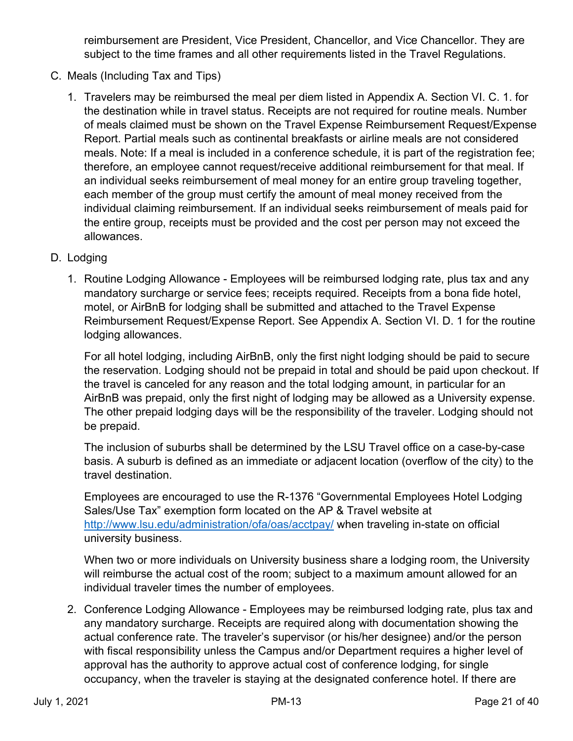reimbursement are President, Vice President, Chancellor, and Vice Chancellor. They are subject to the time frames and all other requirements listed in the Travel Regulations.

C. Meals (Including Tax and Tips)

   1. Travelers may be reimbursed the meal per diem listed in Appendix A. Section VI. C. 1. for the destination while in travel status. Receipts are not required for routine meals. Number of meals claimed must be shown on the Travel Expense Reimbursement Request/Expense Report. Partial meals such as continental breakfasts or airline meals are not considered meals. Note: If a meal is included in a conference schedule, it is part of the registration fee; therefore, an employee cannot request/receive additional reimbursement for that meal. If an individual seeks reimbursement of meal money for an entire group traveling together, each member of the group must certify the amount of meal money received from the individual claiming reimbursement. If an individual seeks reimbursement of meals paid for the entire group, receipts must be provided and the cost per person may not exceed the allowances.

D. Lodging

   1. Routine Lodging Allowance - Employees will be reimbursed lodging rate, plus tax and any mandatory surcharge or service fees; receipts required. Receipts from a bona fide hotel, motel, or AirBnB for lodging shall be submitted and attached to the Travel Expense Reimbursement Request/Expense Report. See Appendix A. Section VI. D. 1 for the routine lodging allowances.

      For all hotel lodging, including AirBnB, only the first night lodging should be paid to secure the reservation. Lodging should not be prepaid in total and should be paid upon checkout. If the travel is canceled for any reason and the total lodging amount, in particular for an AirBnB was prepaid, only the first night of lodging may be allowed as a University expense. The other prepaid lodging days will be the responsibility of the traveler. Lodging should not be prepaid.

      The inclusion of suburbs shall be determined by the LSU Travel office on a case-by-case basis. A suburb is defined as an immediate or adjacent location (overflow of the city) to the travel destination.

      Employees are encouraged to use the R-1376 "Governmental Employees Hotel Lodging Sales/Use Tax" exemption form located on the AP & Travel website at http://www.lsu.edu/administration/ofa/oas/acctpay/ when traveling in-state on official university business.

      When two or more individuals on University business share a lodging room, the University will reimburse the actual cost of the room; subject to a maximum amount allowed for an individual traveler times the number of employees.

   2. Conference Lodging Allowance - Employees may be reimbursed lodging rate, plus tax and any mandatory surcharge. Receipts are required along with documentation showing the actual conference rate. The traveler's supervisor (or his/her designee) and/or the person with fiscal responsibility unless the Campus and/or Department requires a higher level of approval has the authority to approve actual cost of conference lodging, for single occupancy, when the traveler is staying at the designated conference hotel. If there are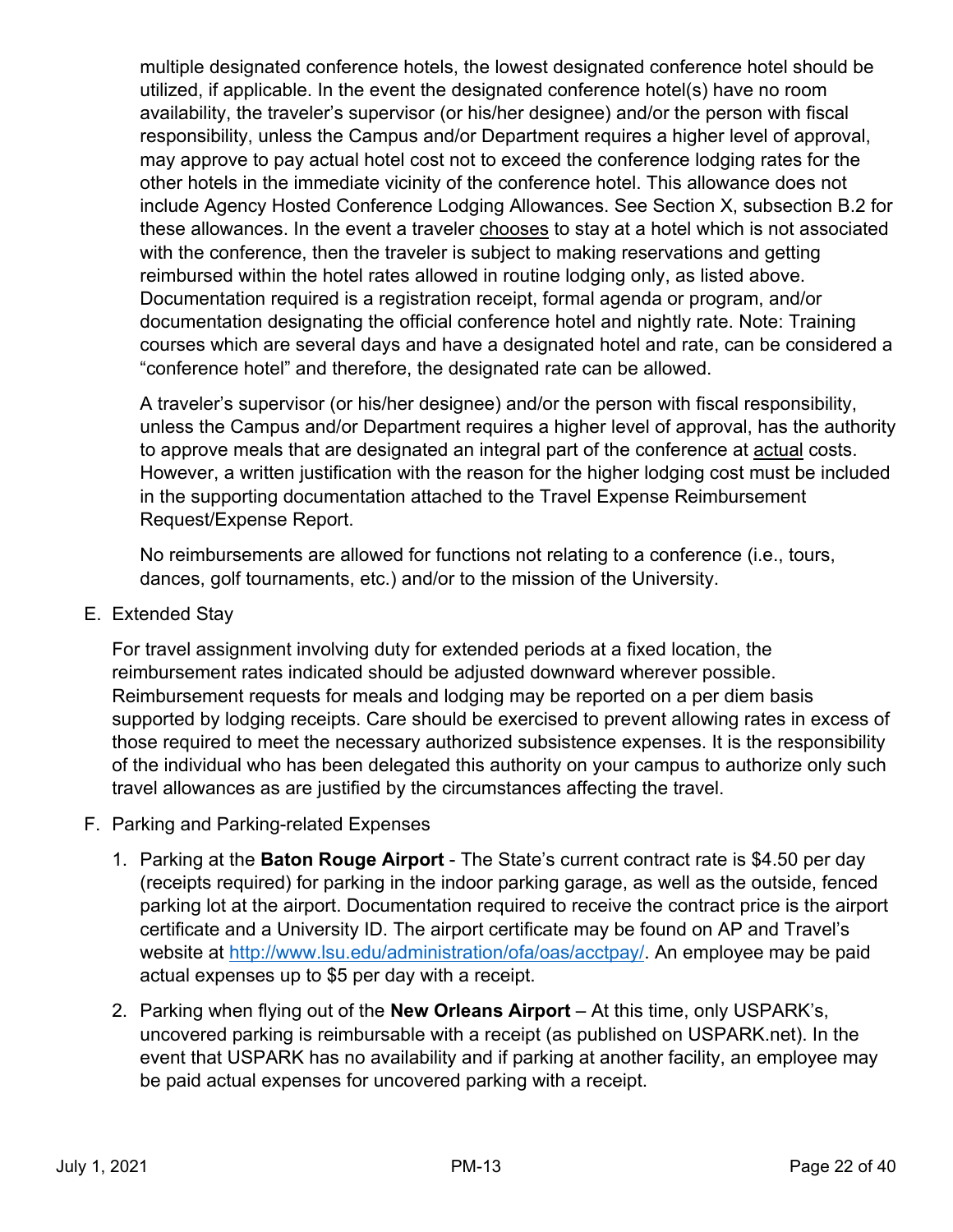multiple designated conference hotels, the lowest designated conference hotel should be utilized, if applicable. In the event the designated conference hotel(s) have no room availability, the traveler's supervisor (or his/her designee) and/or the person with fiscal responsibility, unless the Campus and/or Department requires a higher level of approval, may approve to pay actual hotel cost not to exceed the conference lodging rates for the other hotels in the immediate vicinity of the conference hotel. This allowance does not include Agency Hosted Conference Lodging Allowances. See Section X, subsection B.2 for these allowances. In the event a traveler chooses to stay at a hotel which is not associated with the conference, then the traveler is subject to making reservations and getting reimbursed within the hotel rates allowed in routine lodging only, as listed above. Documentation required is a registration receipt, formal agenda or program, and/or documentation designating the official conference hotel and nightly rate. Note: Training courses which are several days and have a designated hotel and rate, can be considered a "conference hotel" and therefore, the designated rate can be allowed.

A traveler's supervisor (or his/her designee) and/or the person with fiscal responsibility, unless the Campus and/or Department requires a higher level of approval, has the authority to approve meals that are designated an integral part of the conference at actual costs. However, a written justification with the reason for the higher lodging cost must be included in the supporting documentation attached to the Travel Expense Reimbursement Request/Expense Report.

No reimbursements are allowed for functions not relating to a conference (i.e., tours, dances, golf tournaments, etc.) and/or to the mission of the University.

E. Extended Stay

   For travel assignment involving duty for extended periods at a fixed location, the reimbursement rates indicated should be adjusted downward wherever possible. Reimbursement requests for meals and lodging may be reported on a per diem basis supported by lodging receipts. Care should be exercised to prevent allowing rates in excess of those required to meet the necessary authorized subsistence expenses. It is the responsibility of the individual who has been delegated this authority on your campus to authorize only such travel allowances as are justified by the circumstances affecting the travel.

F. Parking and Parking-related Expenses

   1. Parking at the **Baton Rouge Airport** - The State's current contract rate is $4.50 per day (receipts required) for parking in the indoor parking garage, as well as the outside, fenced parking lot at the airport. Documentation required to receive the contract price is the airport certificate and a University ID. The airport certificate may be found on AP and Travel's website at [http://www.lsu.edu/administration/ofa/oas/acctpay/](http://www.lsu.edu/administration/ofa/oas/acctpay/). An employee may be paid actual expenses up to $5 per day with a receipt.

   2. Parking when flying out of the **New Orleans Airport** – At this time, only USPARK's, uncovered parking is reimbursable with a receipt (as published on USPARK.net). In the event that USPARK has no availability and if parking at another facility, an employee may be paid actual expenses for uncovered parking with a receipt.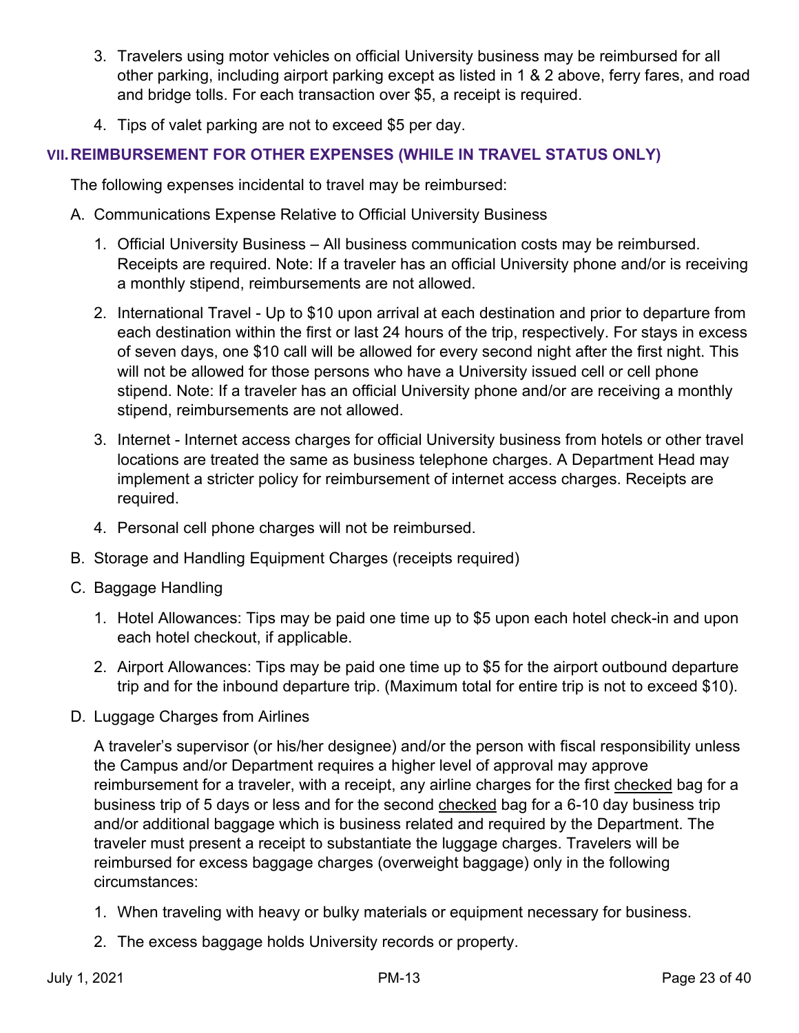3. Travelers using motor vehicles on official University business may be reimbursed for all other parking, including airport parking except as listed in 1 & 2 above, ferry fares, and road and bridge tolls. For each transaction over $5, a receipt is required.

4. Tips of valet parking are not to exceed $5 per day.

## VII. REIMBURSEMENT FOR OTHER EXPENSES (WHILE IN TRAVEL STATUS ONLY)

The following expenses incidental to travel may be reimbursed:

A. Communications Expense Relative to Official University Business

1. Official University Business – All business communication costs may be reimbursed. Receipts are required. Note: If a traveler has an official University phone and/or is receiving a monthly stipend, reimbursements are not allowed.

2. International Travel - Up to $10 upon arrival at each destination and prior to departure from each destination within the first or last 24 hours of the trip, respectively. For stays in excess of seven days, one $10 call will be allowed for every second night after the first night. This will not be allowed for those persons who have a University issued cell or cell phone stipend. Note: If a traveler has an official University phone and/or are receiving a monthly stipend, reimbursements are not allowed.

3. Internet - Internet access charges for official University business from hotels or other travel locations are treated the same as business telephone charges. A Department Head may implement a stricter policy for reimbursement of internet access charges. Receipts are required.

4. Personal cell phone charges will not be reimbursed.

B. Storage and Handling Equipment Charges (receipts required)

C. Baggage Handling

1. Hotel Allowances: Tips may be paid one time up to $5 upon each hotel check-in and upon each hotel checkout, if applicable.

2. Airport Allowances: Tips may be paid one time up to $5 for the airport outbound departure trip and for the inbound departure trip. (Maximum total for entire trip is not to exceed $10).

D. Luggage Charges from Airlines

A traveler's supervisor (or his/her designee) and/or the person with fiscal responsibility unless the Campus and/or Department requires a higher level of approval may approve reimbursement for a traveler, with a receipt, any airline charges for the first checked bag for a business trip of 5 days or less and for the second checked bag for a 6-10 day business trip and/or additional baggage which is business related and required by the Department. The traveler must present a receipt to substantiate the luggage charges. Travelers will be reimbursed for excess baggage charges (overweight baggage) only in the following circumstances:

1. When traveling with heavy or bulky materials or equipment necessary for business.

2. The excess baggage holds University records or property.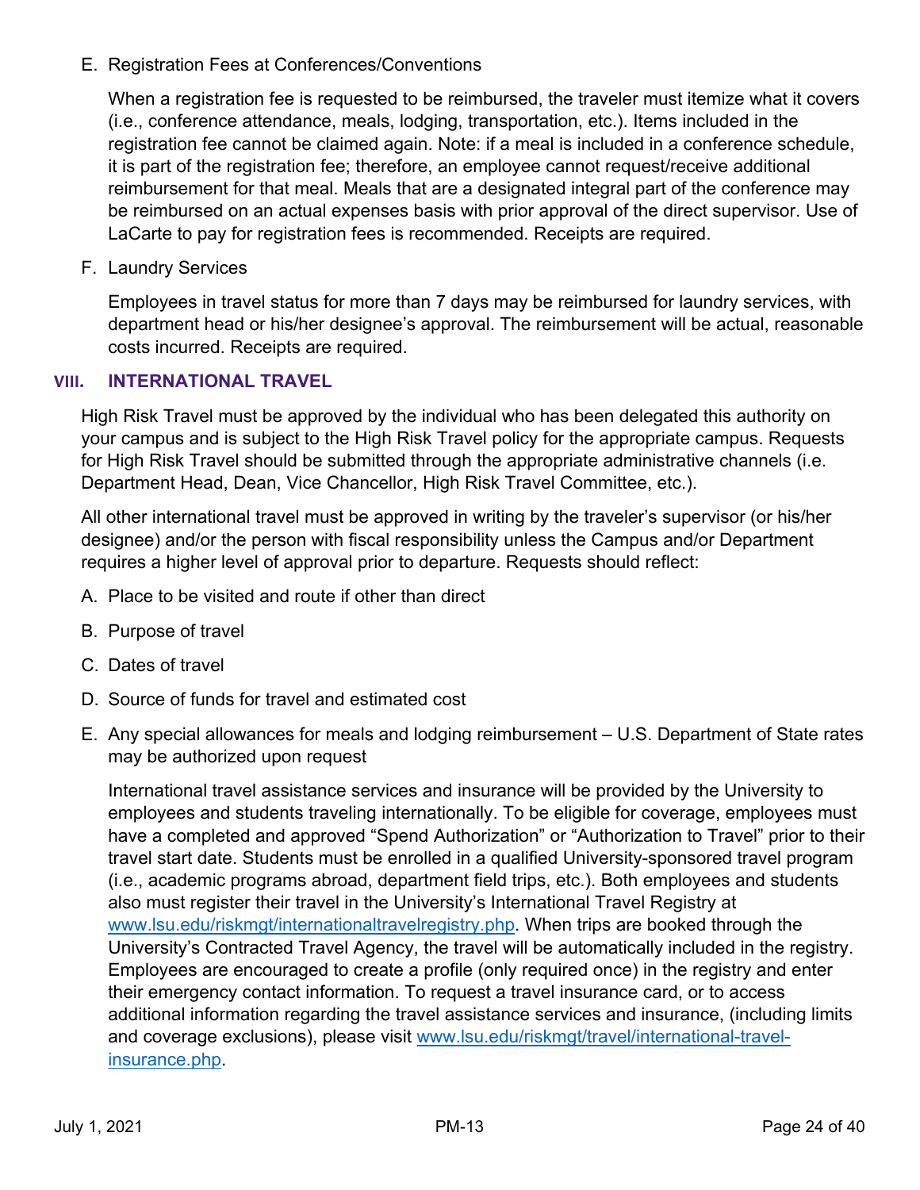E. Registration Fees at Conferences/Conventions

When a registration fee is requested to be reimbursed, the traveler must itemize what it covers (i.e., conference attendance, meals, lodging, transportation, etc.). Items included in the registration fee cannot be claimed again. Note: if a meal is included in a conference schedule, it is part of the registration fee; therefore, an employee cannot request/receive additional reimbursement for that meal. Meals that are a designated integral part of the conference may be reimbursed on an actual expenses basis with prior approval of the direct supervisor. Use of LaCarte to pay for registration fees is recommended. Receipts are required.

F. Laundry Services

Employees in travel status for more than 7 days may be reimbursed for laundry services, with department head or his/her designee's approval. The reimbursement will be actual, reasonable costs incurred. Receipts are required.

## VIII. INTERNATIONAL TRAVEL

High Risk Travel must be approved by the individual who has been delegated this authority on your campus and is subject to the High Risk Travel policy for the appropriate campus. Requests for High Risk Travel should be submitted through the appropriate administrative channels (i.e. Department Head, Dean, Vice Chancellor, High Risk Travel Committee, etc.).

All other international travel must be approved in writing by the traveler's supervisor (or his/her designee) and/or the person with fiscal responsibility unless the Campus and/or Department requires a higher level of approval prior to departure. Requests should reflect:

A. Place to be visited and route if other than direct

B. Purpose of travel

C. Dates of travel

D. Source of funds for travel and estimated cost

E. Any special allowances for meals and lodging reimbursement – U.S. Department of State rates may be authorized upon request

International travel assistance services and insurance will be provided by the University to employees and students traveling internationally. To be eligible for coverage, employees must have a completed and approved "Spend Authorization" or "Authorization to Travel" prior to their travel start date. Students must be enrolled in a qualified University-sponsored travel program (i.e., academic programs abroad, department field trips, etc.). Both employees and students also must register their travel in the University's International Travel Registry at [www.lsu.edu/riskmgt/internationaltravelregistry.php](www.lsu.edu/riskmgt/internationaltravelregistry.php). When trips are booked through the University's Contracted Travel Agency, the travel will be automatically included in the registry. Employees are encouraged to create a profile (only required once) in the registry and enter their emergency contact information. To request a travel insurance card, or to access additional information regarding the travel assistance services and insurance, (including limits and coverage exclusions), please visit [www.lsu.edu/riskmgt/travel/international-travel-insurance.php](www.lsu.edu/riskmgt/travel/international-travel-insurance.php).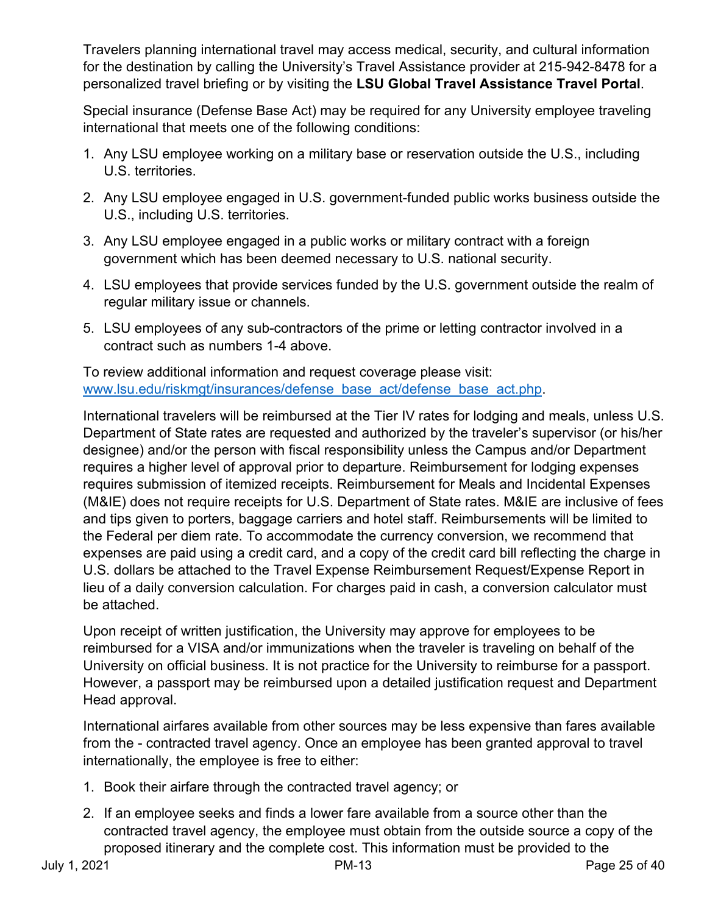Travelers planning international travel may access medical, security, and cultural information for the destination by calling the University's Travel Assistance provider at 215-942-8478 for a personalized travel briefing or by visiting the **LSU Global Travel Assistance Travel Portal**.

Special insurance (Defense Base Act) may be required for any University employee traveling international that meets one of the following conditions:

1. Any LSU employee working on a military base or reservation outside the U.S., including U.S. territories.
2. Any LSU employee engaged in U.S. government-funded public works business outside the U.S., including U.S. territories.
3. Any LSU employee engaged in a public works or military contract with a foreign government which has been deemed necessary to U.S. national security.
4. LSU employees that provide services funded by the U.S. government outside the realm of regular military issue or channels.
5. LSU employees of any sub-contractors of the prime or letting contractor involved in a contract such as numbers 1-4 above.

To review additional information and request coverage please visit: [www.lsu.edu/riskmgt/insurances/defense_base_act/defense_base_act.php](www.lsu.edu/riskmgt/insurances/defense_base_act/defense_base_act.php).

International travelers will be reimbursed at the Tier IV rates for lodging and meals, unless U.S. Department of State rates are requested and authorized by the traveler's supervisor (or his/her designee) and/or the person with fiscal responsibility unless the Campus and/or Department requires a higher level of approval prior to departure. Reimbursement for lodging expenses requires submission of itemized receipts. Reimbursement for Meals and Incidental Expenses (M&IE) does not require receipts for U.S. Department of State rates. M&IE are inclusive of fees and tips given to porters, baggage carriers and hotel staff. Reimbursements will be limited to the Federal per diem rate. To accommodate the currency conversion, we recommend that expenses are paid using a credit card, and a copy of the credit card bill reflecting the charge in U.S. dollars be attached to the Travel Expense Reimbursement Request/Expense Report in lieu of a daily conversion calculation. For charges paid in cash, a conversion calculator must be attached.

Upon receipt of written justification, the University may approve for employees to be reimbursed for a VISA and/or immunizations when the traveler is traveling on behalf of the University on official business. It is not practice for the University to reimburse for a passport. However, a passport may be reimbursed upon a detailed justification request and Department Head approval.

International airfares available from other sources may be less expensive than fares available from the - contracted travel agency. Once an employee has been granted approval to travel internationally, the employee is free to either:

1. Book their airfare through the contracted travel agency; or
2. If an employee seeks and finds a lower fare available from a source other than the contracted travel agency, the employee must obtain from the outside source a copy of the proposed itinerary and the complete cost. This information must be provided to the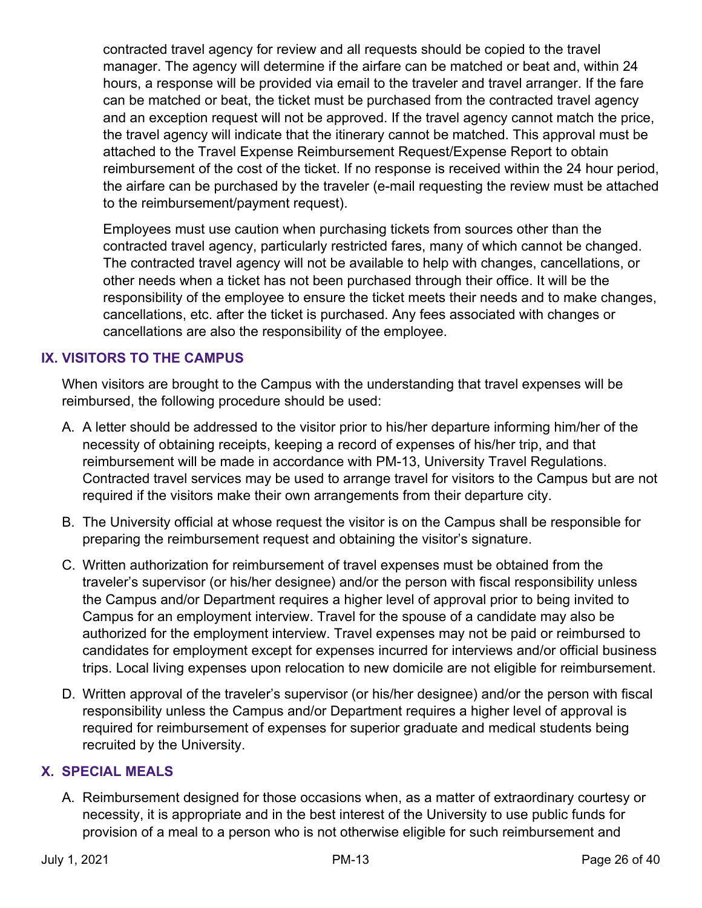contracted travel agency for review and all requests should be copied to the travel manager. The agency will determine if the airfare can be matched or beat and, within 24 hours, a response will be provided via email to the traveler and travel arranger. If the fare can be matched or beat, the ticket must be purchased from the contracted travel agency and an exception request will not be approved. If the travel agency cannot match the price, the travel agency will indicate that the itinerary cannot be matched. This approval must be attached to the Travel Expense Reimbursement Request/Expense Report to obtain reimbursement of the cost of the ticket. If no response is received within the 24 hour period, the airfare can be purchased by the traveler (e-mail requesting the review must be attached to the reimbursement/payment request).

Employees must use caution when purchasing tickets from sources other than the contracted travel agency, particularly restricted fares, many of which cannot be changed. The contracted travel agency will not be available to help with changes, cancellations, or other needs when a ticket has not been purchased through their office. It will be the responsibility of the employee to ensure the ticket meets their needs and to make changes, cancellations, etc. after the ticket is purchased. Any fees associated with changes or cancellations are also the responsibility of the employee.

## IX. VISITORS TO THE CAMPUS

When visitors are brought to the Campus with the understanding that travel expenses will be reimbursed, the following procedure should be used:

A. A letter should be addressed to the visitor prior to his/her departure informing him/her of the necessity of obtaining receipts, keeping a record of expenses of his/her trip, and that reimbursement will be made in accordance with PM-13, University Travel Regulations. Contracted travel services may be used to arrange travel for visitors to the Campus but are not required if the visitors make their own arrangements from their departure city.

B. The University official at whose request the visitor is on the Campus shall be responsible for preparing the reimbursement request and obtaining the visitor's signature.

C. Written authorization for reimbursement of travel expenses must be obtained from the traveler's supervisor (or his/her designee) and/or the person with fiscal responsibility unless the Campus and/or Department requires a higher level of approval prior to being invited to Campus for an employment interview. Travel for the spouse of a candidate may also be authorized for the employment interview. Travel expenses may not be paid or reimbursed to candidates for employment except for expenses incurred for interviews and/or official business trips. Local living expenses upon relocation to new domicile are not eligible for reimbursement.

D. Written approval of the traveler's supervisor (or his/her designee) and/or the person with fiscal responsibility unless the Campus and/or Department requires a higher level of approval is required for reimbursement of expenses for superior graduate and medical students being recruited by the University.

## X. SPECIAL MEALS

A. Reimbursement designed for those occasions when, as a matter of extraordinary courtesy or necessity, it is appropriate and in the best interest of the University to use public funds for provision of a meal to a person who is not otherwise eligible for such reimbursement and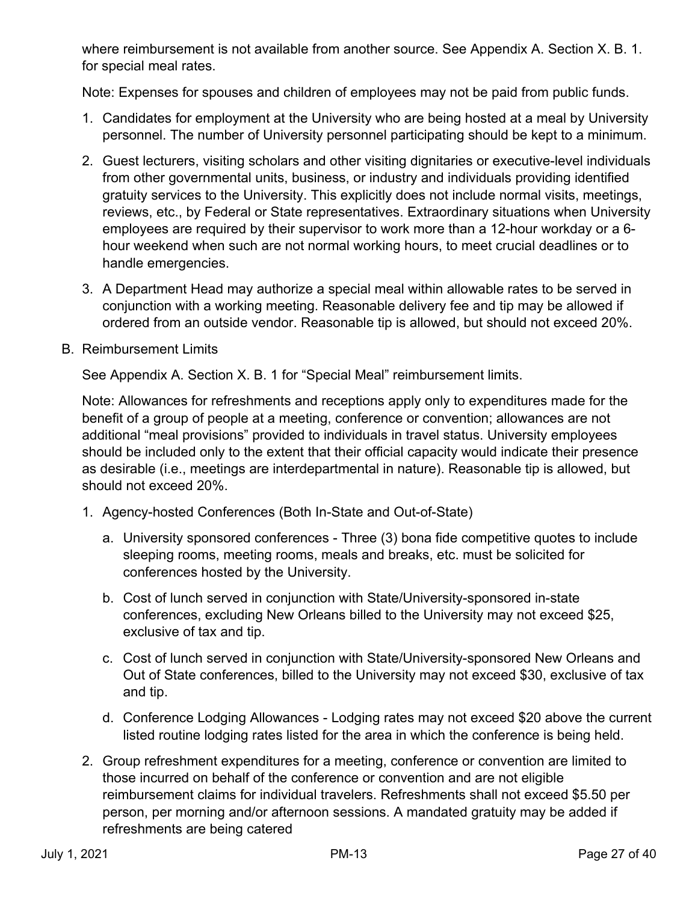where reimbursement is not available from another source. See Appendix A. Section X. B. 1. for special meal rates.

Note: Expenses for spouses and children of employees may not be paid from public funds.

1. Candidates for employment at the University who are being hosted at a meal by University personnel. The number of University personnel participating should be kept to a minimum.
2. Guest lecturers, visiting scholars and other visiting dignitaries or executive-level individuals from other governmental units, business, or industry and individuals providing identified gratuity services to the University. This explicitly does not include normal visits, meetings, reviews, etc., by Federal or State representatives. Extraordinary situations when University employees are required by their supervisor to work more than a 12-hour workday or a 6-hour weekend when such are not normal working hours, to meet crucial deadlines or to handle emergencies.
3. A Department Head may authorize a special meal within allowable rates to be served in conjunction with a working meeting. Reasonable delivery fee and tip may be allowed if ordered from an outside vendor. Reasonable tip is allowed, but should not exceed 20%.

B. Reimbursement Limits

See Appendix A. Section X. B. 1 for "Special Meal" reimbursement limits.

Note: Allowances for refreshments and receptions apply only to expenditures made for the benefit of a group of people at a meeting, conference or convention; allowances are not additional "meal provisions" provided to individuals in travel status. University employees should be included only to the extent that their official capacity would indicate their presence as desirable (i.e., meetings are interdepartmental in nature). Reasonable tip is allowed, but should not exceed 20%.

1. Agency-hosted Conferences (Both In-State and Out-of-State)
   a. University sponsored conferences - Three (3) bona fide competitive quotes to include sleeping rooms, meeting rooms, meals and breaks, etc. must be solicited for conferences hosted by the University.
   b. Cost of lunch served in conjunction with State/University-sponsored in-state conferences, excluding New Orleans billed to the University may not exceed $25, exclusive of tax and tip.
   c. Cost of lunch served in conjunction with State/University-sponsored New Orleans and Out of State conferences, billed to the University may not exceed $30, exclusive of tax and tip.
   d. Conference Lodging Allowances - Lodging rates may not exceed $20 above the current listed routine lodging rates listed for the area in which the conference is being held.
2. Group refreshment expenditures for a meeting, conference or convention are limited to those incurred on behalf of the conference or convention and are not eligible reimbursement claims for individual travelers. Refreshments shall not exceed $5.50 per person, per morning and/or afternoon sessions. A mandated gratuity may be added if refreshments are being catered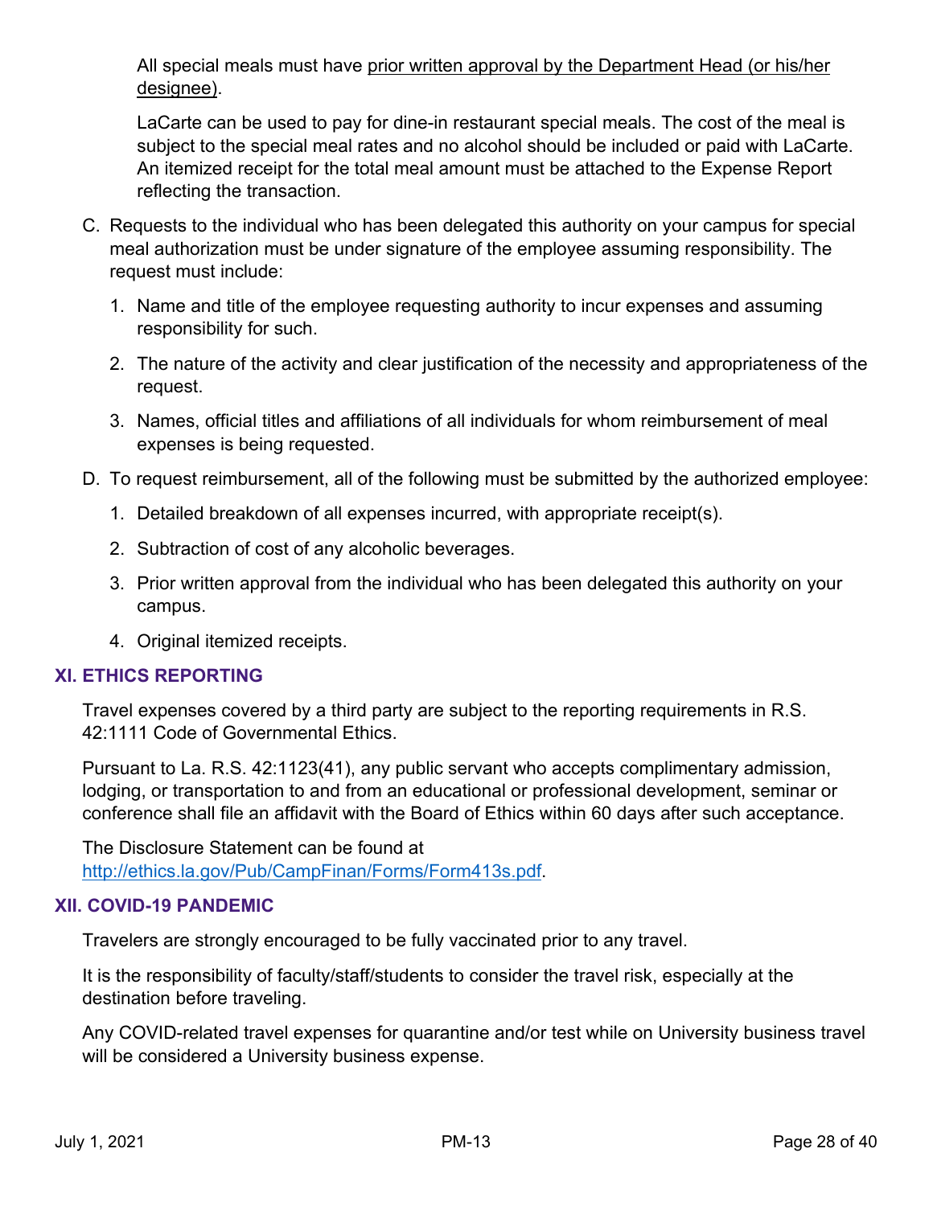All special meals must have prior written approval by the Department Head (or his/her designee).

LaCarte can be used to pay for dine-in restaurant special meals. The cost of the meal is subject to the special meal rates and no alcohol should be included or paid with LaCarte. An itemized receipt for the total meal amount must be attached to the Expense Report reflecting the transaction.

C. Requests to the individual who has been delegated this authority on your campus for special meal authorization must be under signature of the employee assuming responsibility. The request must include:

   1. Name and title of the employee requesting authority to incur expenses and assuming responsibility for such.
   2. The nature of the activity and clear justification of the necessity and appropriateness of the request.
   3. Names, official titles and affiliations of all individuals for whom reimbursement of meal expenses is being requested.

D. To request reimbursement, all of the following must be submitted by the authorized employee:

   1. Detailed breakdown of all expenses incurred, with appropriate receipt(s).
   2. Subtraction of cost of any alcoholic beverages.
   3. Prior written approval from the individual who has been delegated this authority on your campus.
   4. Original itemized receipts.

## XI. ETHICS REPORTING

Travel expenses covered by a third party are subject to the reporting requirements in R.S. 42:1111 Code of Governmental Ethics.

Pursuant to La. R.S. 42:1123(41), any public servant who accepts complimentary admission, lodging, or transportation to and from an educational or professional development, seminar or conference shall file an affidavit with the Board of Ethics within 60 days after such acceptance.

The Disclosure Statement can be found at http://ethics.la.gov/Pub/CampFinan/Forms/Form413s.pdf.

## XII. COVID-19 PANDEMIC

Travelers are strongly encouraged to be fully vaccinated prior to any travel.

It is the responsibility of faculty/staff/students to consider the travel risk, especially at the destination before traveling.

Any COVID-related travel expenses for quarantine and/or test while on University business travel will be considered a University business expense.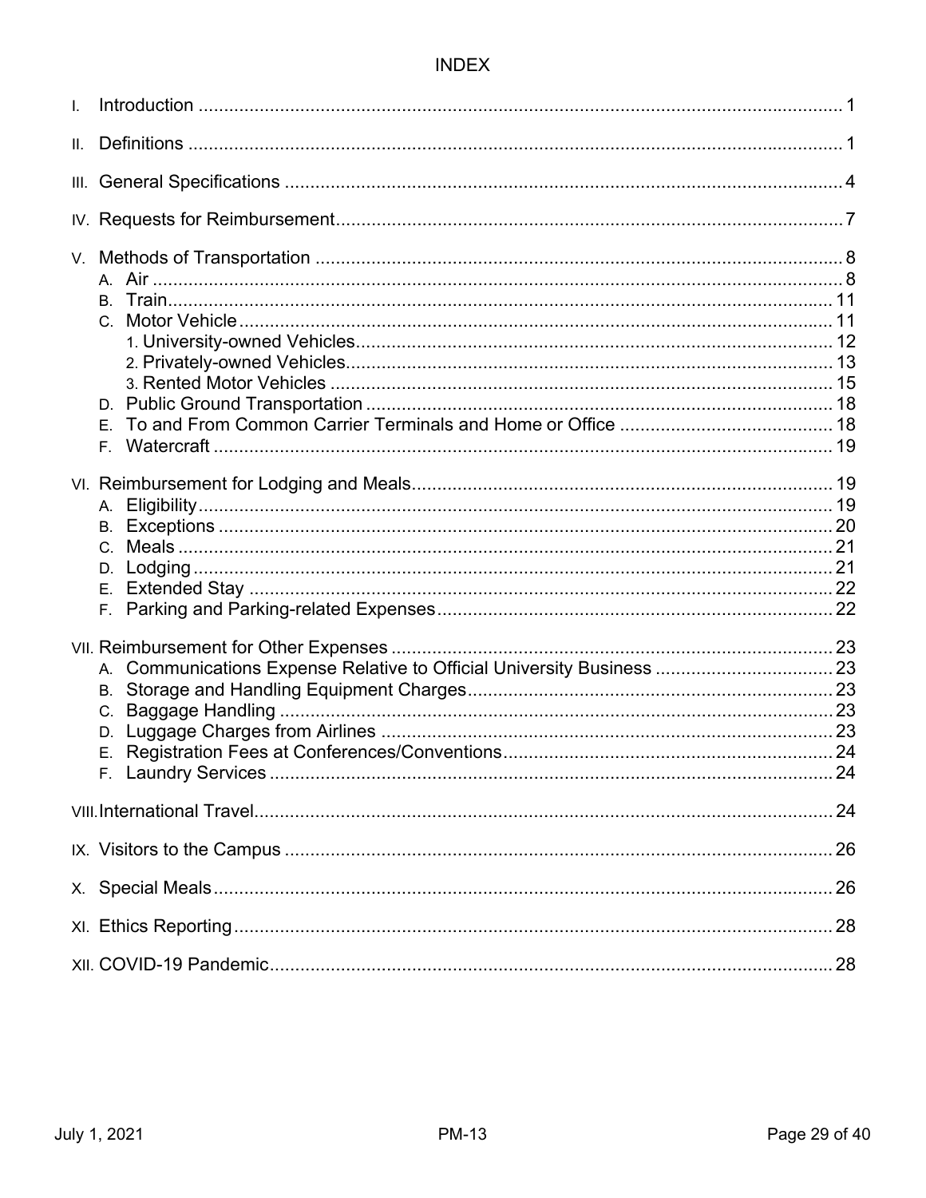# INDEX

I. Introduction ........................................................................ 1

II. Definitions ........................................................................ 1

III. General Specifications ........................................................................ 4

IV. Requests for Reimbursement ........................................................................ 7

V. Methods of Transportation ........................................................................ 8
   - A. Air ........................................................................ 8
   - B. Train ........................................................................ 11
   - C. Motor Vehicle ........................................................................ 11
     - 1. University-owned Vehicles ........................................................................ 12
     - 2. Privately-owned Vehicles ........................................................................ 13
     - 3. Rented Motor Vehicles ........................................................................ 15
   - D. Public Ground Transportation ........................................................................ 18
   - E. To and From Common Carrier Terminals and Home or Office ........................................................................ 18
   - F. Watercraft ........................................................................ 19

VI. Reimbursement for Lodging and Meals ........................................................................ 19
   - A. Eligibility ........................................................................ 19
   - B. Exceptions ........................................................................ 20
   - C. Meals ........................................................................ 21
   - D. Lodging ........................................................................ 21
   - E. Extended Stay ........................................................................ 22
   - F. Parking and Parking-related Expenses ........................................................................ 22

VII. Reimbursement for Other Expenses ........................................................................ 23
   - A. Communications Expense Relative to Official University Business ........................................................................ 23
   - B. Storage and Handling Equipment Charges ........................................................................ 23
   - C. Baggage Handling ........................................................................ 23
   - D. Luggage Charges from Airlines ........................................................................ 23
   - E. Registration Fees at Conferences/Conventions ........................................................................ 24
   - F. Laundry Services ........................................................................ 24

VIII. International Travel ........................................................................ 24

IX. Visitors to the Campus ........................................................................ 26

X. Special Meals ........................................................................ 26

XI. Ethics Reporting ........................................................................ 28

XII. COVID-19 Pandemic ........................................................................ 28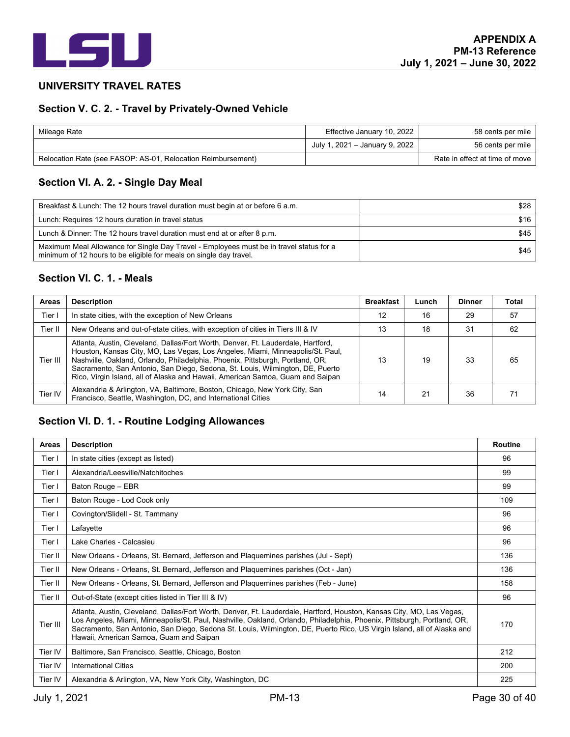**APPENDIX A**
**PM-13 Reference**
**July 1, 2021 – June 30, 2022**

## UNIVERSITY TRAVEL RATES

### Section V. C. 2. - Travel by Privately-Owned Vehicle

| | | |
|---|---|---|
| Mileage Rate | Effective January 10, 2022 | 58 cents per mile |
| | July 1, 2021 – January 9, 2022 | 56 cents per mile |
| Relocation Rate (see FASOP: AS-01, Relocation Reimbursement) | | Rate in effect at time of move |

### Section VI. A. 2. - Single Day Meal

| | |
|---|---|
| Breakfast & Lunch: The 12 hours travel duration must begin at or before 6 a.m. | $28 |
| Lunch: Requires 12 hours duration in travel status | $16 |
| Lunch & Dinner: The 12 hours travel duration must end at or after 8 p.m. | $45 |
| Maximum Meal Allowance for Single Day Travel - Employees must be in travel status for a minimum of 12 hours to be eligible for meals on single day travel. | $45 |

### Section VI. C. 1. - Meals

| Areas | Description | Breakfast | Lunch | Dinner | Total |
|---|---|---|---|---|---|
| Tier I | In state cities, with the exception of New Orleans | 12 | 16 | 29 | 57 |
| Tier II | New Orleans and out-of-state cities, with exception of cities in Tiers III & IV | 13 | 18 | 31 | 62 |
| Tier III | Atlanta, Austin, Cleveland, Dallas/Fort Worth, Denver, Ft. Lauderdale, Hartford, Houston, Kansas City, MO, Las Vegas, Los Angeles, Miami, Minneapolis/St. Paul, Nashville, Oakland, Orlando, Philadelphia, Phoenix, Pittsburgh, Portland, OR, Sacramento, San Antonio, San Diego, Sedona, St. Louis, Wilmington, DE, Puerto Rico, Virgin Island, all of Alaska and Hawaii, American Samoa, Guam and Saipan | 13 | 19 | 33 | 65 |
| Tier IV | Alexandria & Arlington, VA, Baltimore, Boston, Chicago, New York City, San Francisco, Seattle, Washington, DC, and International Cities | 14 | 21 | 36 | 71 |

### Section VI. D. 1. - Routine Lodging Allowances

| Areas | Description | Routine |
|---|---|---|
| Tier I | In state cities (except as listed) | 96 |
| Tier I | Alexandria/Leesville/Natchitoches | 99 |
| Tier I | Baton Rouge – EBR | 99 |
| Tier I | Baton Rouge - Lod Cook only | 109 |
| Tier I | Covington/Slidell - St. Tammany | 96 |
| Tier I | Lafayette | 96 |
| Tier I | Lake Charles - Calcasieu | 96 |
| Tier II | New Orleans - Orleans, St. Bernard, Jefferson and Plaquemines parishes (Jul - Sept) | 136 |
| Tier II | New Orleans - Orleans, St. Bernard, Jefferson and Plaquemines parishes (Oct - Jan) | 136 |
| Tier II | New Orleans - Orleans, St. Bernard, Jefferson and Plaquemines parishes (Feb - June) | 158 |
| Tier II | Out-of-State (except cities listed in Tier III & IV) | 96 |
| Tier III | Atlanta, Austin, Cleveland, Dallas/Fort Worth, Denver, Ft. Lauderdale, Hartford, Houston, Kansas City, MO, Las Vegas, Los Angeles, Miami, Minneapolis/St. Paul, Nashville, Oakland, Orlando, Philadelphia, Phoenix, Pittsburgh, Portland, OR, Sacramento, San Antonio, San Diego, Sedona St. Louis, Wilmington, DE, Puerto Rico, US Virgin Island, all of Alaska and Hawaii, American Samoa, Guam and Saipan | 170 |
| Tier IV | Baltimore, San Francisco, Seattle, Chicago, Boston | 212 |
| Tier IV | International Cities | 200 |
| Tier IV | Alexandria & Arlington, VA, New York City, Washington, DC | 225 |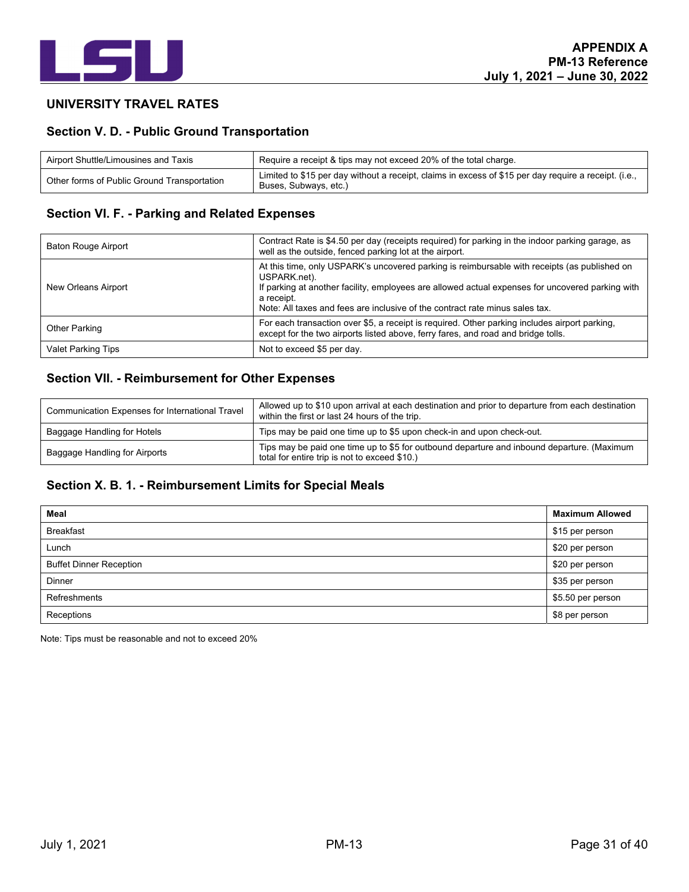**APPENDIX A**
**PM-13 Reference**
**July 1, 2021 – June 30, 2022**

## UNIVERSITY TRAVEL RATES

### Section V. D. - Public Ground Transportation

| | |
|---|---|
| Airport Shuttle/Limousines and Taxis | Require a receipt & tips may not exceed 20% of the total charge. |
| Other forms of Public Ground Transportation | Limited to $15 per day without a receipt, claims in excess of $15 per day require a receipt. (i.e., Buses, Subways, etc.) |

### Section VI. F. - Parking and Related Expenses

| | |
|---|---|
| Baton Rouge Airport | Contract Rate is $4.50 per day (receipts required) for parking in the indoor parking garage, as well as the outside, fenced parking lot at the airport. |
| New Orleans Airport | At this time, only USPARK's uncovered parking is reimbursable with receipts (as published on USPARK.net).<br>If parking at another facility, employees are allowed actual expenses for uncovered parking with a receipt.<br>Note: All taxes and fees are inclusive of the contract rate minus sales tax. |
| Other Parking | For each transaction over $5, a receipt is required. Other parking includes airport parking, except for the two airports listed above, ferry fares, and road and bridge tolls. |
| Valet Parking Tips | Not to exceed $5 per day. |

### Section VII. - Reimbursement for Other Expenses

| | |
|---|---|
| Communication Expenses for International Travel | Allowed up to $10 upon arrival at each destination and prior to departure from each destination within the first or last 24 hours of the trip. |
| Baggage Handling for Hotels | Tips may be paid one time up to $5 upon check-in and upon check-out. |
| Baggage Handling for Airports | Tips may be paid one time up to $5 for outbound departure and inbound departure. (Maximum total for entire trip is not to exceed $10.) |

### Section X. B. 1. - Reimbursement Limits for Special Meals

| Meal | Maximum Allowed |
|---|---|
| Breakfast | $15 per person |
| Lunch | $20 per person |
| Buffet Dinner Reception | $20 per person |
| Dinner | $35 per person |
| Refreshments | $5.50 per person |
| Receptions | $8 per person |

Note: Tips must be reasonable and not to exceed 20%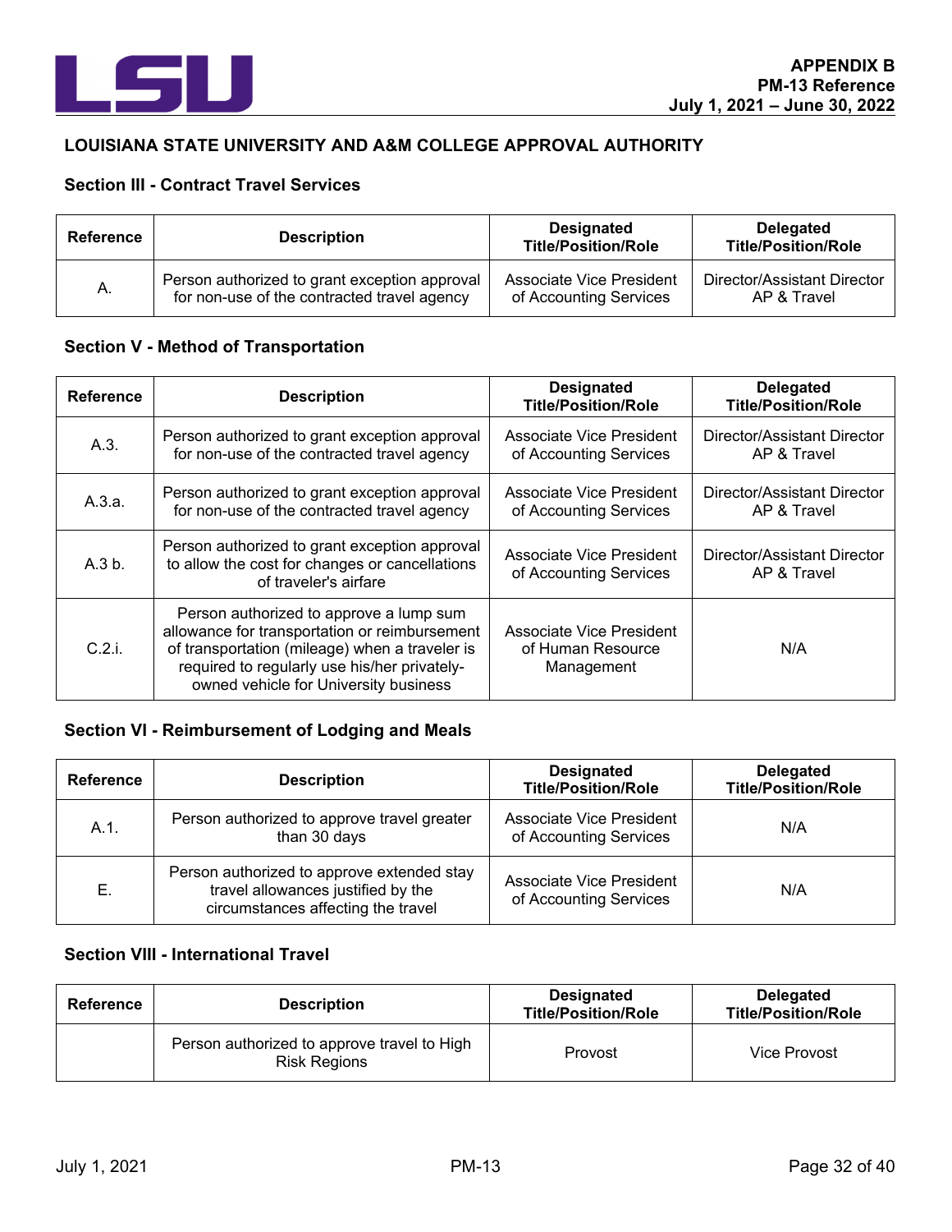## LOUISIANA STATE UNIVERSITY AND A&M COLLEGE APPROVAL AUTHORITY

### Section III - Contract Travel Services

| Reference | Description | Designated Title/Position/Role | Delegated Title/Position/Role |
|---|---|---|---|
| A. | Person authorized to grant exception approval for non-use of the contracted travel agency | Associate Vice President of Accounting Services | Director/Assistant Director AP & Travel |

### Section V - Method of Transportation

| Reference | Description | Designated Title/Position/Role | Delegated Title/Position/Role |
|---|---|---|---|
| A.3. | Person authorized to grant exception approval for non-use of the contracted travel agency | Associate Vice President of Accounting Services | Director/Assistant Director AP & Travel |
| A.3.a. | Person authorized to grant exception approval for non-use of the contracted travel agency | Associate Vice President of Accounting Services | Director/Assistant Director AP & Travel |
| A.3 b. | Person authorized to grant exception approval to allow the cost for changes or cancellations of traveler's airfare | Associate Vice President of Accounting Services | Director/Assistant Director AP & Travel |
| C.2.i. | Person authorized to approve a lump sum allowance for transportation or reimbursement of transportation (mileage) when a traveler is required to regularly use his/her privately-owned vehicle for University business | Associate Vice President of Human Resource Management | N/A |

### Section VI - Reimbursement of Lodging and Meals

| Reference | Description | Designated Title/Position/Role | Delegated Title/Position/Role |
|---|---|---|---|
| A.1. | Person authorized to approve travel greater than 30 days | Associate Vice President of Accounting Services | N/A |
| E. | Person authorized to approve extended stay travel allowances justified by the circumstances affecting the travel | Associate Vice President of Accounting Services | N/A |

### Section VIII - International Travel

| Reference | Description | Designated Title/Position/Role | Delegated Title/Position/Role |
|---|---|---|---|
| | Person authorized to approve travel to High Risk Regions | Provost | Vice Provost |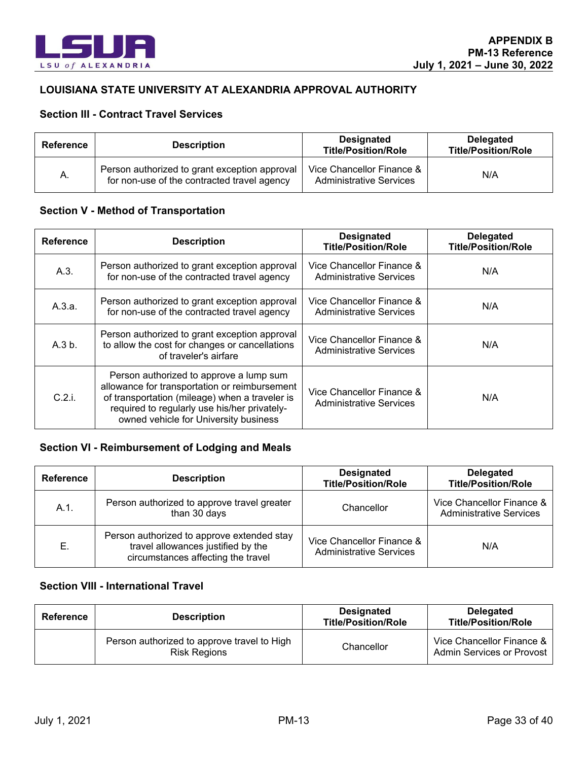## LOUISIANA STATE UNIVERSITY AT ALEXANDRIA APPROVAL AUTHORITY

### Section III - Contract Travel Services

| Reference | Description | Designated Title/Position/Role | Delegated Title/Position/Role |
|---|---|---|---|
| A. | Person authorized to grant exception approval for non-use of the contracted travel agency | Vice Chancellor Finance & Administrative Services | N/A |

### Section V - Method of Transportation

| Reference | Description | Designated Title/Position/Role | Delegated Title/Position/Role |
|---|---|---|---|
| A.3. | Person authorized to grant exception approval for non-use of the contracted travel agency | Vice Chancellor Finance & Administrative Services | N/A |
| A.3.a. | Person authorized to grant exception approval for non-use of the contracted travel agency | Vice Chancellor Finance & Administrative Services | N/A |
| A.3 b. | Person authorized to grant exception approval to allow the cost for changes or cancellations of traveler's airfare | Vice Chancellor Finance & Administrative Services | N/A |
| C.2.i. | Person authorized to approve a lump sum allowance for transportation or reimbursement of transportation (mileage) when a traveler is required to regularly use his/her privately-owned vehicle for University business | Vice Chancellor Finance & Administrative Services | N/A |

### Section VI - Reimbursement of Lodging and Meals

| Reference | Description | Designated Title/Position/Role | Delegated Title/Position/Role |
|---|---|---|---|
| A.1. | Person authorized to approve travel greater than 30 days | Chancellor | Vice Chancellor Finance & Administrative Services |
| E. | Person authorized to approve extended stay travel allowances justified by the circumstances affecting the travel | Vice Chancellor Finance & Administrative Services | N/A |

### Section VIII - International Travel

| Reference | Description | Designated Title/Position/Role | Delegated Title/Position/Role |
|---|---|---|---|
| | Person authorized to approve travel to High Risk Regions | Chancellor | Vice Chancellor Finance & Admin Services or Provost |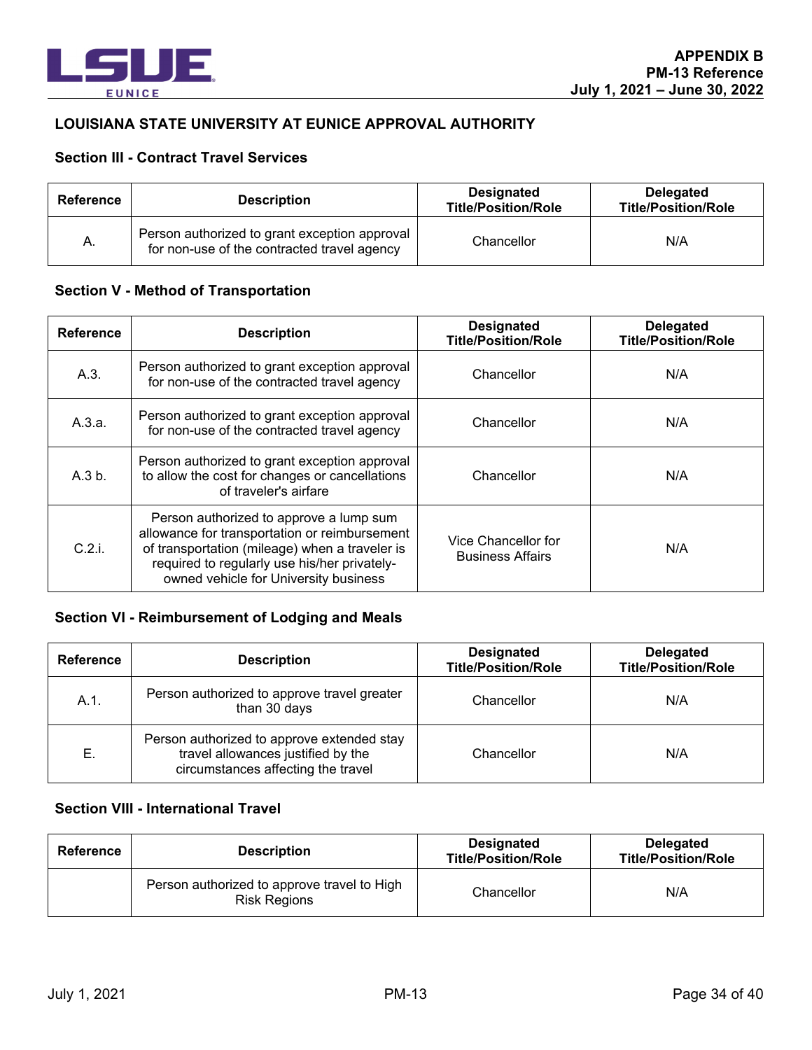## LOUISIANA STATE UNIVERSITY AT EUNICE APPROVAL AUTHORITY

### Section III - Contract Travel Services

| Reference | Description | Designated Title/Position/Role | Delegated Title/Position/Role |
|---|---|---|---|
| A. | Person authorized to grant exception approval for non-use of the contracted travel agency | Chancellor | N/A |

### Section V - Method of Transportation

| Reference | Description | Designated Title/Position/Role | Delegated Title/Position/Role |
|---|---|---|---|
| A.3. | Person authorized to grant exception approval for non-use of the contracted travel agency | Chancellor | N/A |
| A.3.a. | Person authorized to grant exception approval for non-use of the contracted travel agency | Chancellor | N/A |
| A.3 b. | Person authorized to grant exception approval to allow the cost for changes or cancellations of traveler's airfare | Chancellor | N/A |
| C.2.i. | Person authorized to approve a lump sum allowance for transportation or reimbursement of transportation (mileage) when a traveler is required to regularly use his/her privately-owned vehicle for University business | Vice Chancellor for Business Affairs | N/A |

### Section VI - Reimbursement of Lodging and Meals

| Reference | Description | Designated Title/Position/Role | Delegated Title/Position/Role |
|---|---|---|---|
| A.1. | Person authorized to approve travel greater than 30 days | Chancellor | N/A |
| E. | Person authorized to approve extended stay travel allowances justified by the circumstances affecting the travel | Chancellor | N/A |

### Section VIII - International Travel

| Reference | Description | Designated Title/Position/Role | Delegated Title/Position/Role |
|---|---|---|---|
| | Person authorized to approve travel to High Risk Regions | Chancellor | N/A |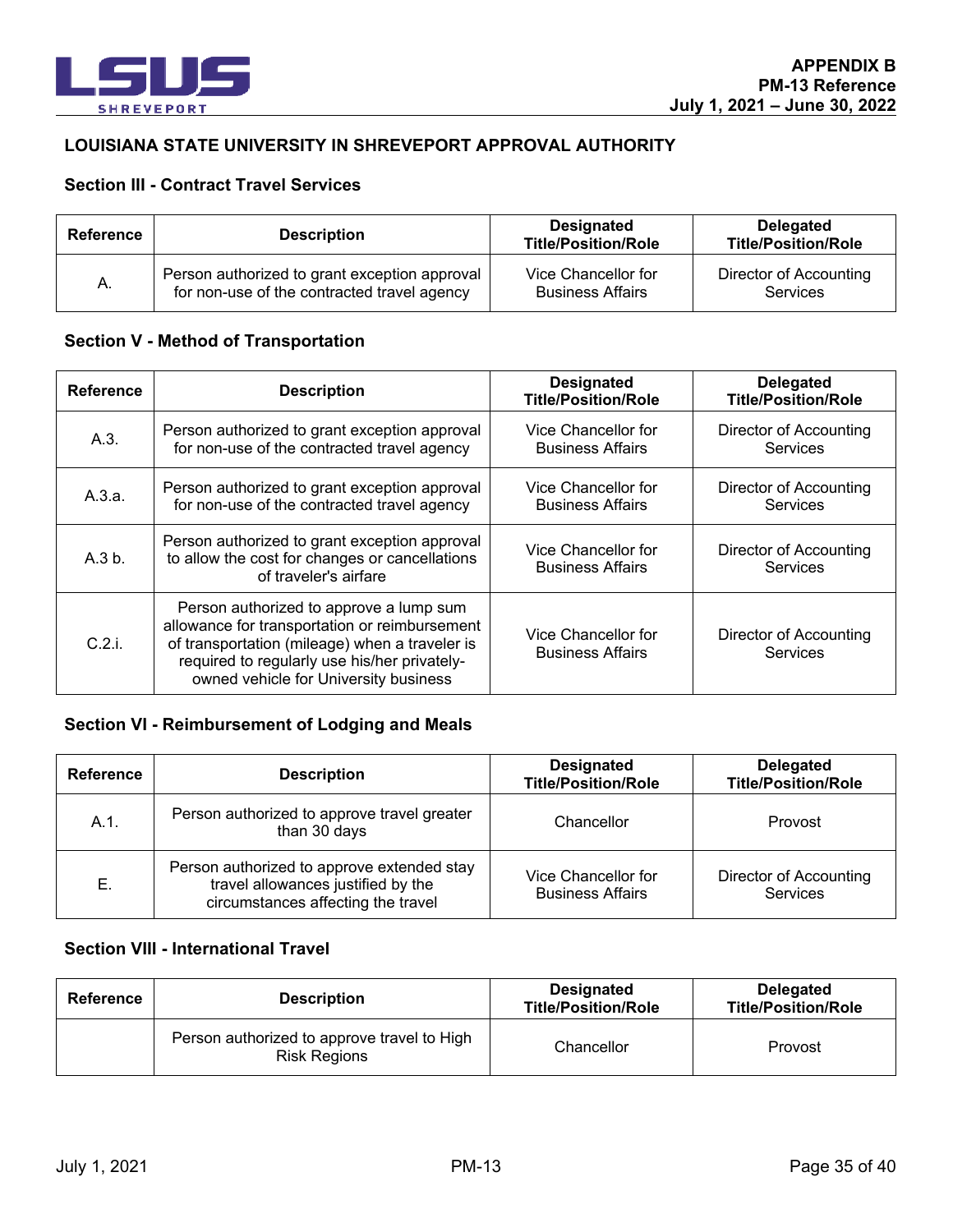# LOUISIANA STATE UNIVERSITY IN SHREVEPORT APPROVAL AUTHORITY

## Section III - Contract Travel Services

| Reference | Description | Designated Title/Position/Role | Delegated Title/Position/Role |
|---|---|---|---|
| A. | Person authorized to grant exception approval for non-use of the contracted travel agency | Vice Chancellor for Business Affairs | Director of Accounting Services |

## Section V - Method of Transportation

| Reference | Description | Designated Title/Position/Role | Delegated Title/Position/Role |
|---|---|---|---|
| A.3. | Person authorized to grant exception approval for non-use of the contracted travel agency | Vice Chancellor for Business Affairs | Director of Accounting Services |
| A.3.a. | Person authorized to grant exception approval for non-use of the contracted travel agency | Vice Chancellor for Business Affairs | Director of Accounting Services |
| A.3 b. | Person authorized to grant exception approval to allow the cost for changes or cancellations of traveler's airfare | Vice Chancellor for Business Affairs | Director of Accounting Services |
| C.2.i. | Person authorized to approve a lump sum allowance for transportation or reimbursement of transportation (mileage) when a traveler is required to regularly use his/her privately-owned vehicle for University business | Vice Chancellor for Business Affairs | Director of Accounting Services |

## Section VI - Reimbursement of Lodging and Meals

| Reference | Description | Designated Title/Position/Role | Delegated Title/Position/Role |
|---|---|---|---|
| A.1. | Person authorized to approve travel greater than 30 days | Chancellor | Provost |
| E. | Person authorized to approve extended stay travel allowances justified by the circumstances affecting the travel | Vice Chancellor for Business Affairs | Director of Accounting Services |

## Section VIII - International Travel

| Reference | Description | Designated Title/Position/Role | Delegated Title/Position/Role |
|---|---|---|---|
| | Person authorized to approve travel to High Risk Regions | Chancellor | Provost |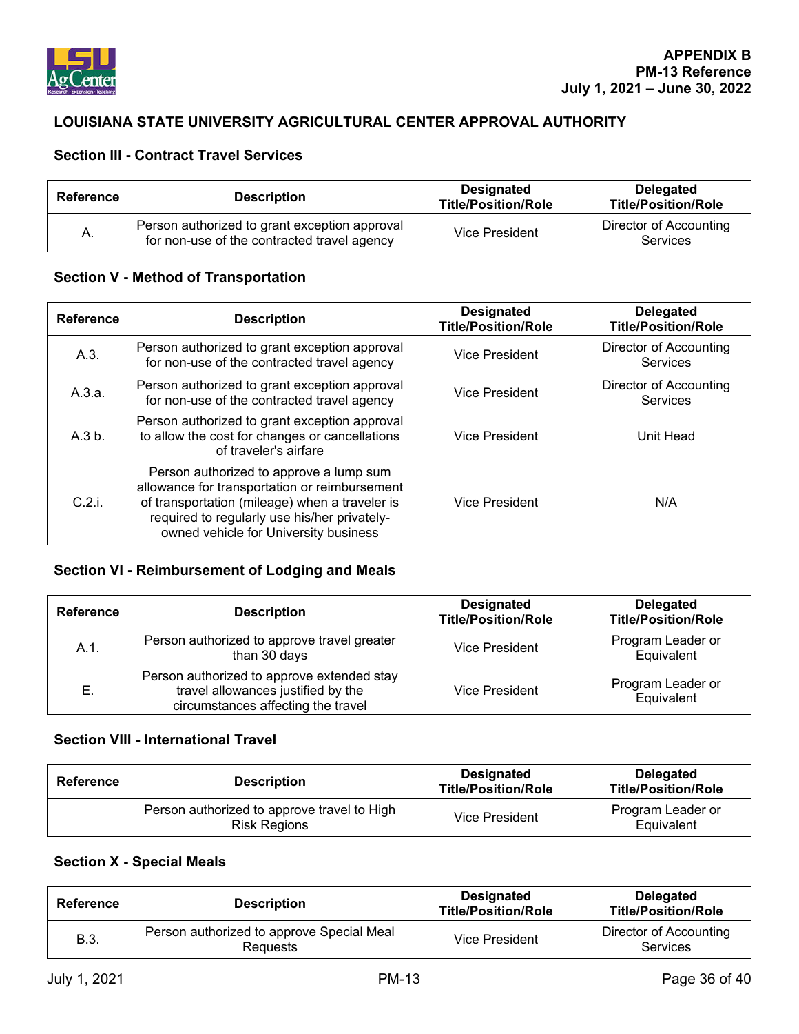## LOUISIANA STATE UNIVERSITY AGRICULTURAL CENTER APPROVAL AUTHORITY

### Section III - Contract Travel Services

| Reference | Description | Designated Title/Position/Role | Delegated Title/Position/Role |
|---|---|---|---|
| A. | Person authorized to grant exception approval for non-use of the contracted travel agency | Vice President | Director of Accounting Services |

### Section V - Method of Transportation

| Reference | Description | Designated Title/Position/Role | Delegated Title/Position/Role |
|---|---|---|---|
| A.3. | Person authorized to grant exception approval for non-use of the contracted travel agency | Vice President | Director of Accounting Services |
| A.3.a. | Person authorized to grant exception approval for non-use of the contracted travel agency | Vice President | Director of Accounting Services |
| A.3 b. | Person authorized to grant exception approval to allow the cost for changes or cancellations of traveler's airfare | Vice President | Unit Head |
| C.2.i. | Person authorized to approve a lump sum allowance for transportation or reimbursement of transportation (mileage) when a traveler is required to regularly use his/her privately-owned vehicle for University business | Vice President | N/A |

### Section VI - Reimbursement of Lodging and Meals

| Reference | Description | Designated Title/Position/Role | Delegated Title/Position/Role |
|---|---|---|---|
| A.1. | Person authorized to approve travel greater than 30 days | Vice President | Program Leader or Equivalent |
| E. | Person authorized to approve extended stay travel allowances justified by the circumstances affecting the travel | Vice President | Program Leader or Equivalent |

### Section VIII - International Travel

| Reference | Description | Designated Title/Position/Role | Delegated Title/Position/Role |
|---|---|---|---|
| | Person authorized to approve travel to High Risk Regions | Vice President | Program Leader or Equivalent |

### Section X - Special Meals

| Reference | Description | Designated Title/Position/Role | Delegated Title/Position/Role |
|---|---|---|---|
| B.3. | Person authorized to approve Special Meal Requests | Vice President | Director of Accounting Services |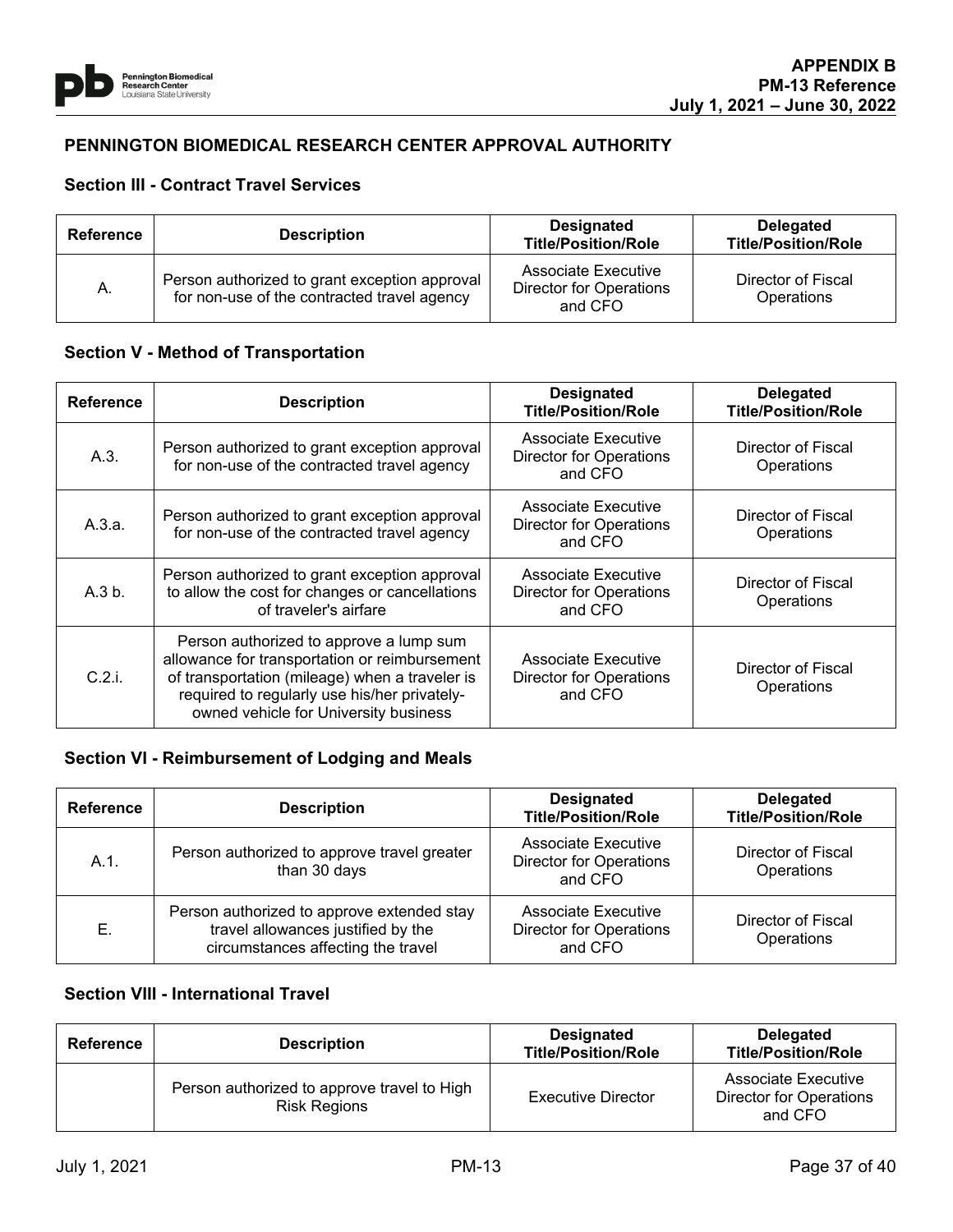## PENNINGTON BIOMEDICAL RESEARCH CENTER APPROVAL AUTHORITY

### Section III - Contract Travel Services

| Reference | Description | Designated Title/Position/Role | Delegated Title/Position/Role |
|---|---|---|---|
| A. | Person authorized to grant exception approval for non-use of the contracted travel agency | Associate Executive Director for Operations and CFO | Director of Fiscal Operations |

### Section V - Method of Transportation

| Reference | Description | Designated Title/Position/Role | Delegated Title/Position/Role |
|---|---|---|---|
| A.3. | Person authorized to grant exception approval for non-use of the contracted travel agency | Associate Executive Director for Operations and CFO | Director of Fiscal Operations |
| A.3.a. | Person authorized to grant exception approval for non-use of the contracted travel agency | Associate Executive Director for Operations and CFO | Director of Fiscal Operations |
| A.3 b. | Person authorized to grant exception approval to allow the cost for changes or cancellations of traveler's airfare | Associate Executive Director for Operations and CFO | Director of Fiscal Operations |
| C.2.i. | Person authorized to approve a lump sum allowance for transportation or reimbursement of transportation (mileage) when a traveler is required to regularly use his/her privately-owned vehicle for University business | Associate Executive Director for Operations and CFO | Director of Fiscal Operations |

### Section VI - Reimbursement of Lodging and Meals

| Reference | Description | Designated Title/Position/Role | Delegated Title/Position/Role |
|---|---|---|---|
| A.1. | Person authorized to approve travel greater than 30 days | Associate Executive Director for Operations and CFO | Director of Fiscal Operations |
| E. | Person authorized to approve extended stay travel allowances justified by the circumstances affecting the travel | Associate Executive Director for Operations and CFO | Director of Fiscal Operations |

### Section VIII - International Travel

| Reference | Description | Designated Title/Position/Role | Delegated Title/Position/Role |
|---|---|---|---|
| | Person authorized to approve travel to High Risk Regions | Executive Director | Associate Executive Director for Operations and CFO |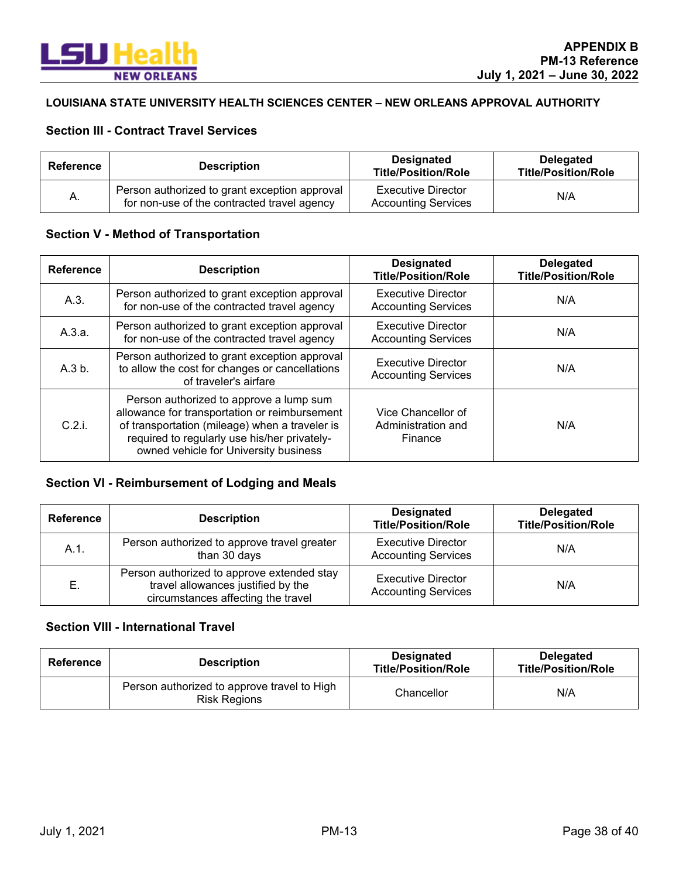**LOUISIANA STATE UNIVERSITY HEALTH SCIENCES CENTER – NEW ORLEANS APPROVAL AUTHORITY**

### Section III - Contract Travel Services

| Reference | Description | Designated Title/Position/Role | Delegated Title/Position/Role |
|---|---|---|---|
| A. | Person authorized to grant exception approval for non-use of the contracted travel agency | Executive Director Accounting Services | N/A |

### Section V - Method of Transportation

| Reference | Description | Designated Title/Position/Role | Delegated Title/Position/Role |
|---|---|---|---|
| A.3. | Person authorized to grant exception approval for non-use of the contracted travel agency | Executive Director Accounting Services | N/A |
| A.3.a. | Person authorized to grant exception approval for non-use of the contracted travel agency | Executive Director Accounting Services | N/A |
| A.3 b. | Person authorized to grant exception approval to allow the cost for changes or cancellations of traveler's airfare | Executive Director Accounting Services | N/A |
| C.2.i. | Person authorized to approve a lump sum allowance for transportation or reimbursement of transportation (mileage) when a traveler is required to regularly use his/her privately-owned vehicle for University business | Vice Chancellor of Administration and Finance | N/A |

### Section VI - Reimbursement of Lodging and Meals

| Reference | Description | Designated Title/Position/Role | Delegated Title/Position/Role |
|---|---|---|---|
| A.1. | Person authorized to approve travel greater than 30 days | Executive Director Accounting Services | N/A |
| E. | Person authorized to approve extended stay travel allowances justified by the circumstances affecting the travel | Executive Director Accounting Services | N/A |

### Section VIII - International Travel

| Reference | Description | Designated Title/Position/Role | Delegated Title/Position/Role |
|---|---|---|---|
| | Person authorized to approve travel to High Risk Regions | Chancellor | N/A |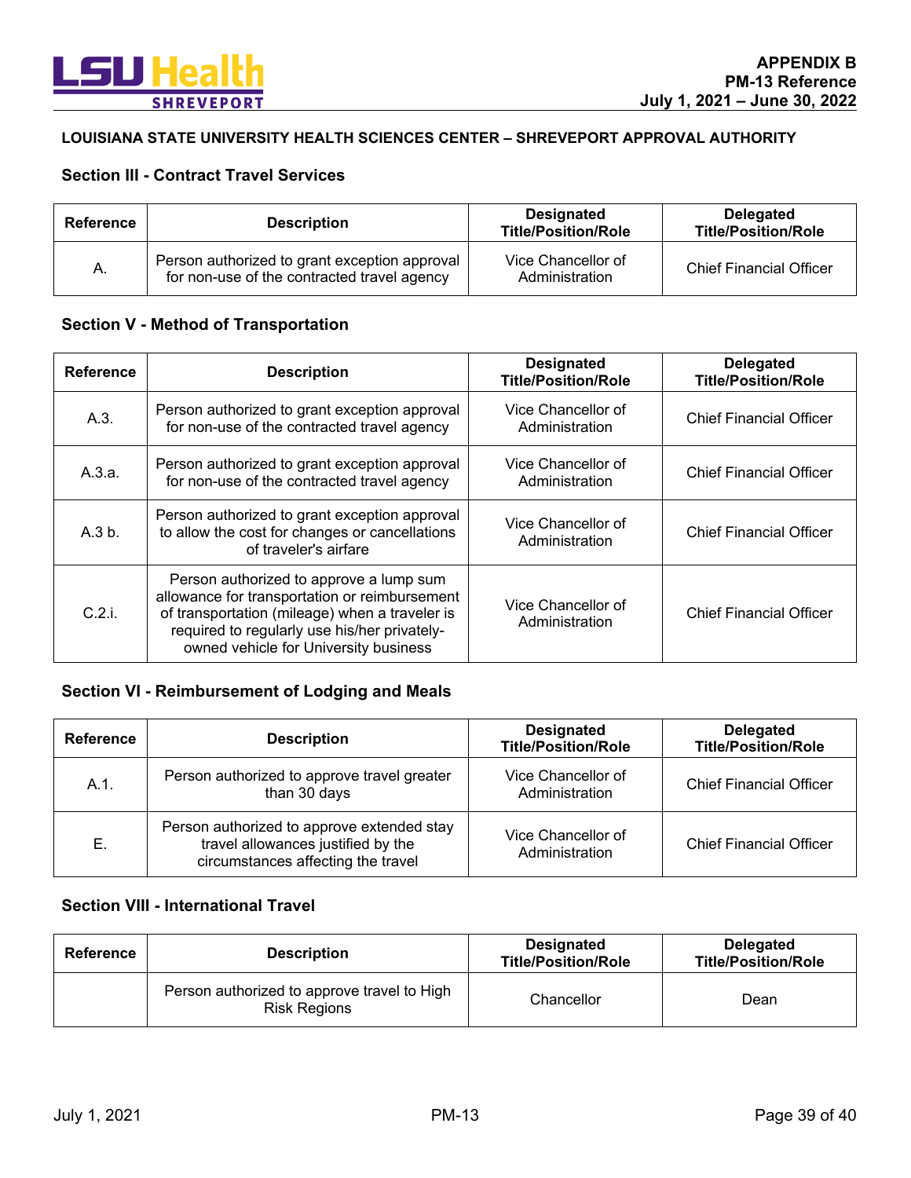LOUISIANA STATE UNIVERSITY HEALTH SCIENCES CENTER – SHREVEPORT APPROVAL AUTHORITY

### Section III - Contract Travel Services

| Reference | Description | Designated Title/Position/Role | Delegated Title/Position/Role |
|---|---|---|---|
| A. | Person authorized to grant exception approval for non-use of the contracted travel agency | Vice Chancellor of Administration | Chief Financial Officer |

### Section V - Method of Transportation

| Reference | Description | Designated Title/Position/Role | Delegated Title/Position/Role |
|---|---|---|---|
| A.3. | Person authorized to grant exception approval for non-use of the contracted travel agency | Vice Chancellor of Administration | Chief Financial Officer |
| A.3.a. | Person authorized to grant exception approval for non-use of the contracted travel agency | Vice Chancellor of Administration | Chief Financial Officer |
| A.3 b. | Person authorized to grant exception approval to allow the cost for changes or cancellations of traveler's airfare | Vice Chancellor of Administration | Chief Financial Officer |
| C.2.i. | Person authorized to approve a lump sum allowance for transportation or reimbursement of transportation (mileage) when a traveler is required to regularly use his/her privately-owned vehicle for University business | Vice Chancellor of Administration | Chief Financial Officer |

### Section VI - Reimbursement of Lodging and Meals

| Reference | Description | Designated Title/Position/Role | Delegated Title/Position/Role |
|---|---|---|---|
| A.1. | Person authorized to approve travel greater than 30 days | Vice Chancellor of Administration | Chief Financial Officer |
| E. | Person authorized to approve extended stay travel allowances justified by the circumstances affecting the travel | Vice Chancellor of Administration | Chief Financial Officer |

### Section VIII - International Travel

| Reference | Description | Designated Title/Position/Role | Delegated Title/Position/Role |
|---|---|---|---|
| | Person authorized to approve travel to High Risk Regions | Chancellor | Dean |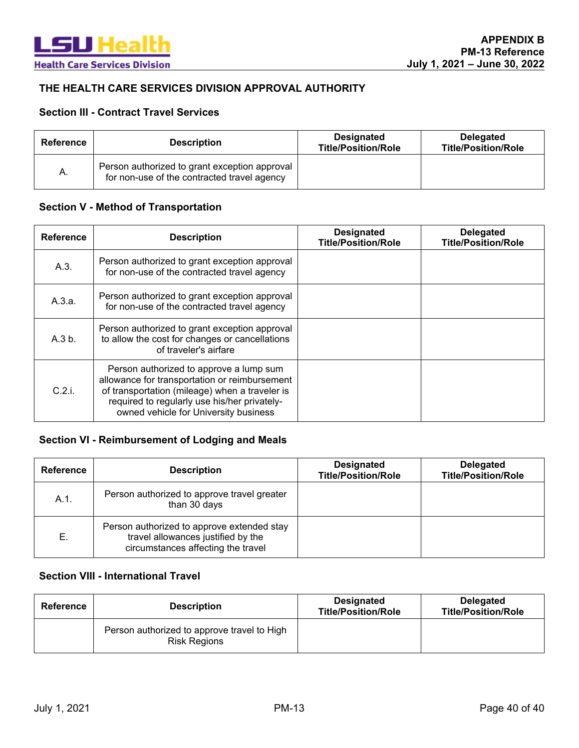# THE HEALTH CARE SERVICES DIVISION APPROVAL AUTHORITY

## Section III - Contract Travel Services

| Reference | Description | Designated Title/Position/Role | Delegated Title/Position/Role |
|---|---|---|---|
| A. | Person authorized to grant exception approval for non-use of the contracted travel agency | | |

## Section V - Method of Transportation

| Reference | Description | Designated Title/Position/Role | Delegated Title/Position/Role |
|---|---|---|---|
| A.3. | Person authorized to grant exception approval for non-use of the contracted travel agency | | |
| A.3.a. | Person authorized to grant exception approval for non-use of the contracted travel agency | | |
| A.3 b. | Person authorized to grant exception approval to allow the cost for changes or cancellations of traveler's airfare | | |
| C.2.i. | Person authorized to approve a lump sum allowance for transportation or reimbursement of transportation (mileage) when a traveler is required to regularly use his/her privately-owned vehicle for University business | | |

## Section VI - Reimbursement of Lodging and Meals

| Reference | Description | Designated Title/Position/Role | Delegated Title/Position/Role |
|---|---|---|---|
| A.1. | Person authorized to approve travel greater than 30 days | | |
| E. | Person authorized to approve extended stay travel allowances justified by the circumstances affecting the travel | | |

## Section VIII - International Travel

| Reference | Description | Designated Title/Position/Role | Delegated Title/Position/Role |
|---|---|---|---|
| | Person authorized to approve travel to High Risk Regions | | |